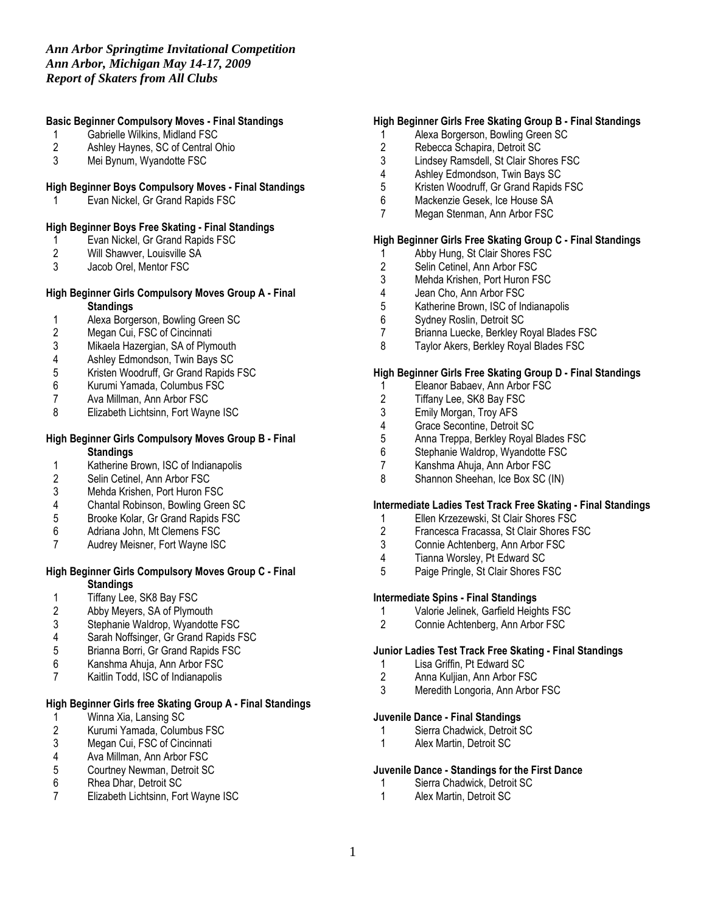*Ann Arbor Springtime Invitational Competition*
*Ann Arbor, Michigan May 14-17, 2009*
*Report of Skaters from All Clubs*

**Basic Beginner Compulsory Moves - Final Standings**

1 Gabrielle Wilkins, Midland FSC
2 Ashley Haynes, SC of Central Ohio
3 Mei Bynum, Wyandotte FSC

**High Beginner Boys Compulsory Moves - Final Standings**

1 Evan Nickel, Gr Grand Rapids FSC

**High Beginner Boys Free Skating - Final Standings**

1 Evan Nickel, Gr Grand Rapids FSC
2 Will Shawver, Louisville SA
3 Jacob Orel, Mentor FSC

**High Beginner Girls Compulsory Moves Group A - Final Standings**

1 Alexa Borgerson, Bowling Green SC
2 Megan Cui, FSC of Cincinnati
3 Mikaela Hazergian, SA of Plymouth
4 Ashley Edmondson, Twin Bays SC
5 Kristen Woodruff, Gr Grand Rapids FSC
6 Kurumi Yamada, Columbus FSC
7 Ava Millman, Ann Arbor FSC
8 Elizabeth Lichtsinn, Fort Wayne ISC

**High Beginner Girls Compulsory Moves Group B - Final Standings**

1 Katherine Brown, ISC of Indianapolis
2 Selin Cetinel, Ann Arbor FSC
3 Mehda Krishen, Port Huron FSC
4 Chantal Robinson, Bowling Green SC
5 Brooke Kolar, Gr Grand Rapids FSC
6 Adriana John, Mt Clemens FSC
7 Audrey Meisner, Fort Wayne ISC

**High Beginner Girls Compulsory Moves Group C - Final Standings**

1 Tiffany Lee, SK8 Bay FSC
2 Abby Meyers, SA of Plymouth
3 Stephanie Waldrop, Wyandotte FSC
4 Sarah Noffsinger, Gr Grand Rapids FSC
5 Brianna Borri, Gr Grand Rapids FSC
6 Kanshma Ahuja, Ann Arbor FSC
7 Kaitlin Todd, ISC of Indianapolis

**High Beginner Girls free Skating Group A - Final Standings**

1 Winna Xia, Lansing SC
2 Kurumi Yamada, Columbus FSC
3 Megan Cui, FSC of Cincinnati
4 Ava Millman, Ann Arbor FSC
5 Courtney Newman, Detroit SC
6 Rhea Dhar, Detroit SC
7 Elizabeth Lichtsinn, Fort Wayne ISC

**High Beginner Girls Free Skating Group B - Final Standings**

1 Alexa Borgerson, Bowling Green SC
2 Rebecca Schapira, Detroit SC
3 Lindsey Ramsdell, St Clair Shores FSC
4 Ashley Edmondson, Twin Bays SC
5 Kristen Woodruff, Gr Grand Rapids FSC
6 Mackenzie Gesek, Ice House SA
7 Megan Stenman, Ann Arbor FSC

**High Beginner Girls Free Skating Group C - Final Standings**

1 Abby Hung, St Clair Shores FSC
2 Selin Cetinel, Ann Arbor FSC
3 Mehda Krishen, Port Huron FSC
4 Jean Cho, Ann Arbor FSC
5 Katherine Brown, ISC of Indianapolis
6 Sydney Roslin, Detroit SC
7 Brianna Luecke, Berkley Royal Blades FSC
8 Taylor Akers, Berkley Royal Blades FSC

**High Beginner Girls Free Skating Group D - Final Standings**

1 Eleanor Babaev, Ann Arbor FSC
2 Tiffany Lee, SK8 Bay FSC
3 Emily Morgan, Troy AFS
4 Grace Secontine, Detroit SC
5 Anna Treppa, Berkley Royal Blades FSC
6 Stephanie Waldrop, Wyandotte FSC
7 Kanshma Ahuja, Ann Arbor FSC
8 Shannon Sheehan, Ice Box SC (IN)

**Intermediate Ladies Test Track Free Skating - Final Standings**

1 Ellen Krzezewski, St Clair Shores FSC
2 Francesca Fracassa, St Clair Shores FSC
3 Connie Achtenberg, Ann Arbor FSC
4 Tianna Worsley, Pt Edward SC
5 Paige Pringle, St Clair Shores FSC

**Intermediate Spins - Final Standings**

1 Valorie Jelinek, Garfield Heights FSC
2 Connie Achtenberg, Ann Arbor FSC

**Junior Ladies Test Track Free Skating - Final Standings**

1 Lisa Griffin, Pt Edward SC
2 Anna Kuljian, Ann Arbor FSC
3 Meredith Longoria, Ann Arbor FSC

**Juvenile Dance - Final Standings**

1 Sierra Chadwick, Detroit SC
1 Alex Martin, Detroit SC

**Juvenile Dance - Standings for the First Dance**

1 Sierra Chadwick, Detroit SC
1 Alex Martin, Detroit SC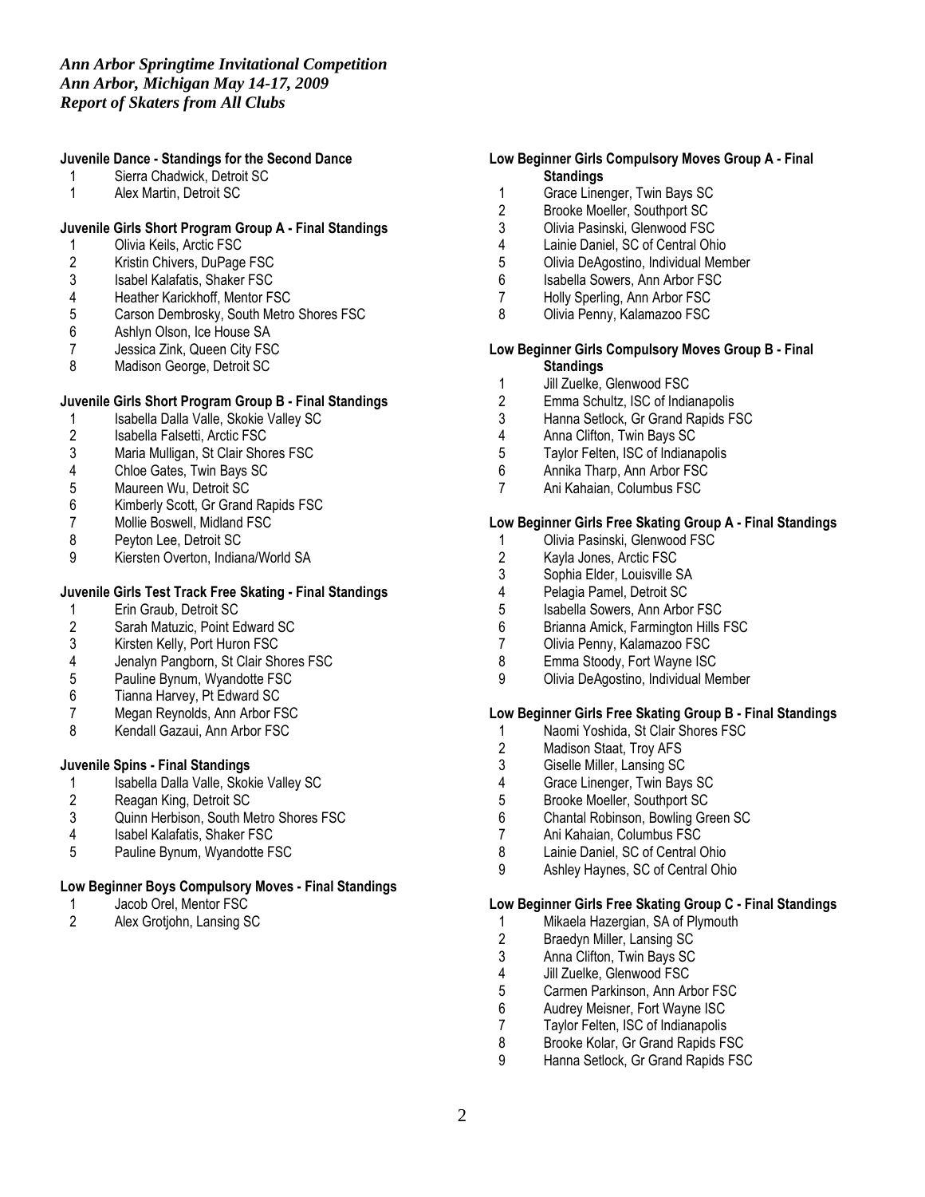*Ann Arbor Springtime Invitational Competition*
*Ann Arbor, Michigan May 14-17, 2009*
*Report of Skaters from All Clubs*

**Juvenile Dance - Standings for the Second Dance**

1 Sierra Chadwick, Detroit SC
1 Alex Martin, Detroit SC

**Juvenile Girls Short Program Group A - Final Standings**

1 Olivia Keils, Arctic FSC
2 Kristin Chivers, DuPage FSC
3 Isabel Kalafatis, Shaker FSC
4 Heather Karickhoff, Mentor FSC
5 Carson Dembrosky, South Metro Shores FSC
6 Ashlyn Olson, Ice House SA
7 Jessica Zink, Queen City FSC
8 Madison George, Detroit SC

**Juvenile Girls Short Program Group B - Final Standings**

1 Isabella Dalla Valle, Skokie Valley SC
2 Isabella Falsetti, Arctic FSC
3 Maria Mulligan, St Clair Shores FSC
4 Chloe Gates, Twin Bays SC
5 Maureen Wu, Detroit SC
6 Kimberly Scott, Gr Grand Rapids FSC
7 Mollie Boswell, Midland FSC
8 Peyton Lee, Detroit SC
9 Kiersten Overton, Indiana/World SA

**Juvenile Girls Test Track Free Skating - Final Standings**

1 Erin Graub, Detroit SC
2 Sarah Matuzic, Point Edward SC
3 Kirsten Kelly, Port Huron FSC
4 Jenalyn Pangborn, St Clair Shores FSC
5 Pauline Bynum, Wyandotte FSC
6 Tianna Harvey, Pt Edward SC
7 Megan Reynolds, Ann Arbor FSC
8 Kendall Gazaui, Ann Arbor FSC

**Juvenile Spins - Final Standings**

1 Isabella Dalla Valle, Skokie Valley SC
2 Reagan King, Detroit SC
3 Quinn Herbison, South Metro Shores FSC
4 Isabel Kalafatis, Shaker FSC
5 Pauline Bynum, Wyandotte FSC

**Low Beginner Boys Compulsory Moves - Final Standings**

1 Jacob Orel, Mentor FSC
2 Alex Grotjohn, Lansing SC

**Low Beginner Girls Compulsory Moves Group A - Final Standings**

1 Grace Linenger, Twin Bays SC
2 Brooke Moeller, Southport SC
3 Olivia Pasinski, Glenwood FSC
4 Lainie Daniel, SC of Central Ohio
5 Olivia DeAgostino, Individual Member
6 Isabella Sowers, Ann Arbor FSC
7 Holly Sperling, Ann Arbor FSC
8 Olivia Penny, Kalamazoo FSC

**Low Beginner Girls Compulsory Moves Group B - Final Standings**

1 Jill Zuelke, Glenwood FSC
2 Emma Schultz, ISC of Indianapolis
3 Hanna Setlock, Gr Grand Rapids FSC
4 Anna Clifton, Twin Bays SC
5 Taylor Felten, ISC of Indianapolis
6 Annika Tharp, Ann Arbor FSC
7 Ani Kahaian, Columbus FSC

**Low Beginner Girls Free Skating Group A - Final Standings**

1 Olivia Pasinski, Glenwood FSC
2 Kayla Jones, Arctic FSC
3 Sophia Elder, Louisville SA
4 Pelagia Pamel, Detroit SC
5 Isabella Sowers, Ann Arbor FSC
6 Brianna Amick, Farmington Hills FSC
7 Olivia Penny, Kalamazoo FSC
8 Emma Stoody, Fort Wayne ISC
9 Olivia DeAgostino, Individual Member

**Low Beginner Girls Free Skating Group B - Final Standings**

1 Naomi Yoshida, St Clair Shores FSC
2 Madison Staat, Troy AFS
3 Giselle Miller, Lansing SC
4 Grace Linenger, Twin Bays SC
5 Brooke Moeller, Southport SC
6 Chantal Robinson, Bowling Green SC
7 Ani Kahaian, Columbus FSC
8 Lainie Daniel, SC of Central Ohio
9 Ashley Haynes, SC of Central Ohio

**Low Beginner Girls Free Skating Group C - Final Standings**

1 Mikaela Hazergian, SA of Plymouth
2 Braedyn Miller, Lansing SC
3 Anna Clifton, Twin Bays SC
4 Jill Zuelke, Glenwood FSC
5 Carmen Parkinson, Ann Arbor FSC
6 Audrey Meisner, Fort Wayne ISC
7 Taylor Felten, ISC of Indianapolis
8 Brooke Kolar, Gr Grand Rapids FSC
9 Hanna Setlock, Gr Grand Rapids FSC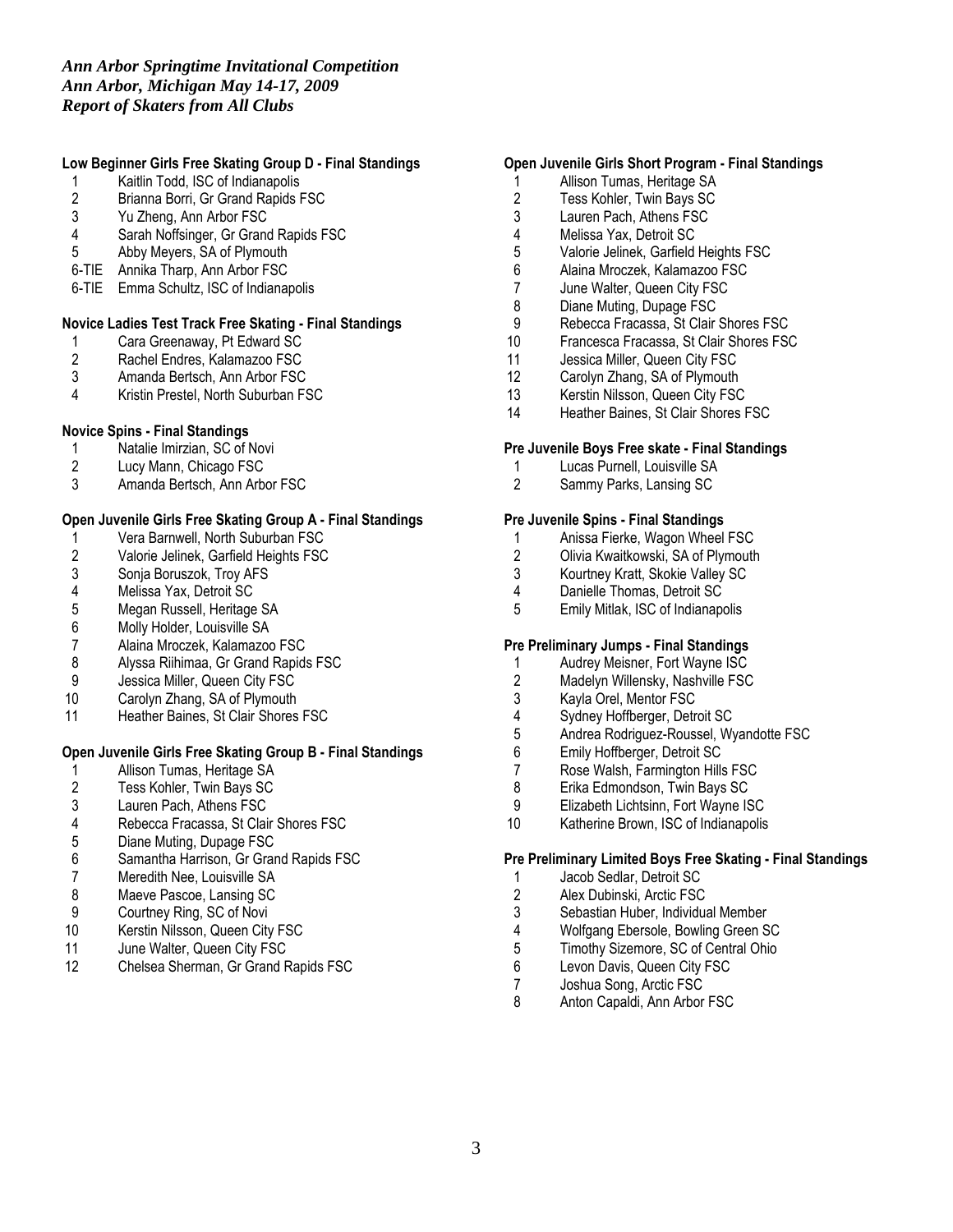*Ann Arbor Springtime Invitational Competition*
*Ann Arbor, Michigan May 14-17, 2009*
*Report of Skaters from All Clubs*

**Low Beginner Girls Free Skating Group D - Final Standings**

1 Kaitlin Todd, ISC of Indianapolis
2 Brianna Borri, Gr Grand Rapids FSC
3 Yu Zheng, Ann Arbor FSC
4 Sarah Noffsinger, Gr Grand Rapids FSC
5 Abby Meyers, SA of Plymouth
6-TIE Annika Tharp, Ann Arbor FSC
6-TIE Emma Schultz, ISC of Indianapolis

**Novice Ladies Test Track Free Skating - Final Standings**

1 Cara Greenaway, Pt Edward SC
2 Rachel Endres, Kalamazoo FSC
3 Amanda Bertsch, Ann Arbor FSC
4 Kristin Prestel, North Suburban FSC

**Novice Spins - Final Standings**

1 Natalie Imirzian, SC of Novi
2 Lucy Mann, Chicago FSC
3 Amanda Bertsch, Ann Arbor FSC

**Open Juvenile Girls Free Skating Group A - Final Standings**

1 Vera Barnwell, North Suburban FSC
2 Valorie Jelinek, Garfield Heights FSC
3 Sonja Boruszok, Troy AFS
4 Melissa Yax, Detroit SC
5 Megan Russell, Heritage SA
6 Molly Holder, Louisville SA
7 Alaina Mroczek, Kalamazoo FSC
8 Alyssa Riihimaa, Gr Grand Rapids FSC
9 Jessica Miller, Queen City FSC
10 Carolyn Zhang, SA of Plymouth
11 Heather Baines, St Clair Shores FSC

**Open Juvenile Girls Free Skating Group B - Final Standings**

1 Allison Tumas, Heritage SA
2 Tess Kohler, Twin Bays SC
3 Lauren Pach, Athens FSC
4 Rebecca Fracassa, St Clair Shores FSC
5 Diane Muting, Dupage FSC
6 Samantha Harrison, Gr Grand Rapids FSC
7 Meredith Nee, Louisville SA
8 Maeve Pascoe, Lansing SC
9 Courtney Ring, SC of Novi
10 Kerstin Nilsson, Queen City FSC
11 June Walter, Queen City FSC
12 Chelsea Sherman, Gr Grand Rapids FSC

**Open Juvenile Girls Short Program - Final Standings**

1 Allison Tumas, Heritage SA
2 Tess Kohler, Twin Bays SC
3 Lauren Pach, Athens FSC
4 Melissa Yax, Detroit SC
5 Valorie Jelinek, Garfield Heights FSC
6 Alaina Mroczek, Kalamazoo FSC
7 June Walter, Queen City FSC
8 Diane Muting, Dupage FSC
9 Rebecca Fracassa, St Clair Shores FSC
10 Francesca Fracassa, St Clair Shores FSC
11 Jessica Miller, Queen City FSC
12 Carolyn Zhang, SA of Plymouth
13 Kerstin Nilsson, Queen City FSC
14 Heather Baines, St Clair Shores FSC

**Pre Juvenile Boys Free skate - Final Standings**

1 Lucas Purnell, Louisville SA
2 Sammy Parks, Lansing SC

**Pre Juvenile Spins - Final Standings**

1 Anissa Fierke, Wagon Wheel FSC
2 Olivia Kwaitkowski, SA of Plymouth
3 Kourtney Kratt, Skokie Valley SC
4 Danielle Thomas, Detroit SC
5 Emily Mitlak, ISC of Indianapolis

**Pre Preliminary Jumps - Final Standings**

1 Audrey Meisner, Fort Wayne ISC
2 Madelyn Willensky, Nashville FSC
3 Kayla Orel, Mentor FSC
4 Sydney Hoffberger, Detroit SC
5 Andrea Rodriguez-Roussel, Wyandotte FSC
6 Emily Hoffberger, Detroit SC
7 Rose Walsh, Farmington Hills FSC
8 Erika Edmondson, Twin Bays SC
9 Elizabeth Lichtsinn, Fort Wayne ISC
10 Katherine Brown, ISC of Indianapolis

**Pre Preliminary Limited Boys Free Skating - Final Standings**

1 Jacob Sedlar, Detroit SC
2 Alex Dubinski, Arctic FSC
3 Sebastian Huber, Individual Member
4 Wolfgang Ebersole, Bowling Green SC
5 Timothy Sizemore, SC of Central Ohio
6 Levon Davis, Queen City FSC
7 Joshua Song, Arctic FSC
8 Anton Capaldi, Ann Arbor FSC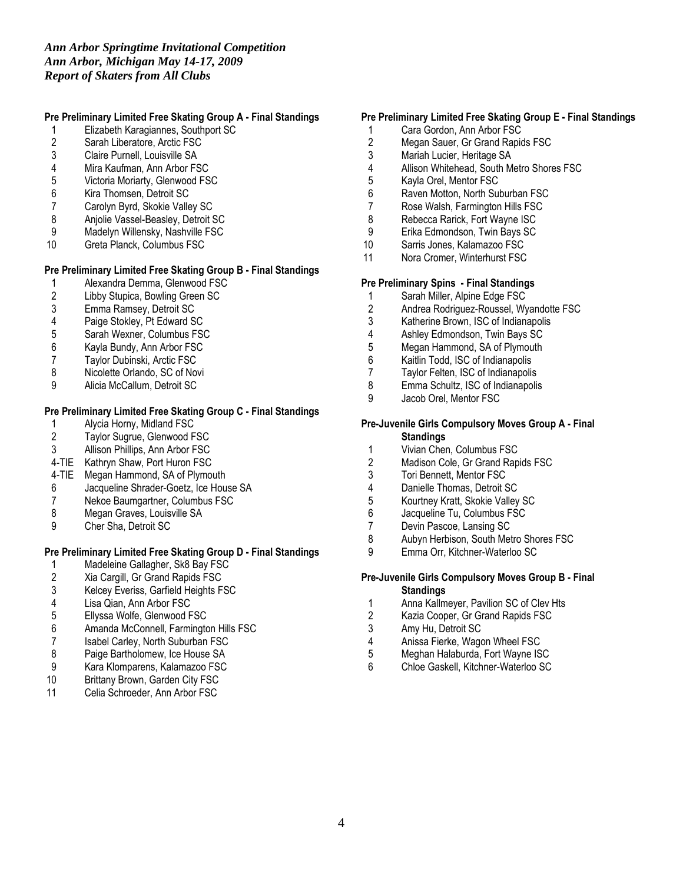*Ann Arbor Springtime Invitational Competition*
*Ann Arbor, Michigan May 14-17, 2009*
*Report of Skaters from All Clubs*

**Pre Preliminary Limited Free Skating Group A - Final Standings**

| | |
|---|---|
| 1 | Elizabeth Karagiannes, Southport SC |
| 2 | Sarah Liberatore, Arctic FSC |
| 3 | Claire Purnell, Louisville SA |
| 4 | Mira Kaufman, Ann Arbor FSC |
| 5 | Victoria Moriarty, Glenwood FSC |
| 6 | Kira Thomsen, Detroit SC |
| 7 | Carolyn Byrd, Skokie Valley SC |
| 8 | Anjolie Vassel-Beasley, Detroit SC |
| 9 | Madelyn Willensky, Nashville FSC |
| 10 | Greta Planck, Columbus FSC |

**Pre Preliminary Limited Free Skating Group B - Final Standings**

| | |
|---|---|
| 1 | Alexandra Demma, Glenwood FSC |
| 2 | Libby Stupica, Bowling Green SC |
| 3 | Emma Ramsey, Detroit SC |
| 4 | Paige Stokley, Pt Edward SC |
| 5 | Sarah Wexner, Columbus FSC |
| 6 | Kayla Bundy, Ann Arbor FSC |
| 7 | Taylor Dubinski, Arctic FSC |
| 8 | Nicolette Orlando, SC of Novi |
| 9 | Alicia McCallum, Detroit SC |

**Pre Preliminary Limited Free Skating Group C - Final Standings**

| | |
|---|---|
| 1 | Alycia Horny, Midland FSC |
| 2 | Taylor Sugrue, Glenwood FSC |
| 3 | Allison Phillips, Ann Arbor FSC |
| 4-TIE | Kathryn Shaw, Port Huron FSC |
| 4-TIE | Megan Hammond, SA of Plymouth |
| 6 | Jacqueline Shrader-Goetz, Ice House SA |
| 7 | Nekoe Baumgartner, Columbus FSC |
| 8 | Megan Graves, Louisville SA |
| 9 | Cher Sha, Detroit SC |

**Pre Preliminary Limited Free Skating Group D - Final Standings**

| | |
|---|---|
| 1 | Madeleine Gallagher, Sk8 Bay FSC |
| 2 | Xia Cargill, Gr Grand Rapids FSC |
| 3 | Kelcey Everiss, Garfield Heights FSC |
| 4 | Lisa Qian, Ann Arbor FSC |
| 5 | Ellyssa Wolfe, Glenwood FSC |
| 6 | Amanda McConnell, Farmington Hills FSC |
| 7 | Isabel Carley, North Suburban FSC |
| 8 | Paige Bartholomew, Ice House SA |
| 9 | Kara Klomparens, Kalamazoo FSC |
| 10 | Brittany Brown, Garden City FSC |
| 11 | Celia Schroeder, Ann Arbor FSC |

**Pre Preliminary Limited Free Skating Group E - Final Standings**

| | |
|---|---|
| 1 | Cara Gordon, Ann Arbor FSC |
| 2 | Megan Sauer, Gr Grand Rapids FSC |
| 3 | Mariah Lucier, Heritage SA |
| 4 | Allison Whitehead, South Metro Shores FSC |
| 5 | Kayla Orel, Mentor FSC |
| 6 | Raven Motton, North Suburban FSC |
| 7 | Rose Walsh, Farmington Hills FSC |
| 8 | Rebecca Rarick, Fort Wayne ISC |
| 9 | Erika Edmondson, Twin Bays SC |
| 10 | Sarris Jones, Kalamazoo FSC |
| 11 | Nora Cromer, Winterhurst FSC |

**Pre Preliminary Spins - Final Standings**

| | |
|---|---|
| 1 | Sarah Miller, Alpine Edge FSC |
| 2 | Andrea Rodriguez-Roussel, Wyandotte FSC |
| 3 | Katherine Brown, ISC of Indianapolis |
| 4 | Ashley Edmondson, Twin Bays SC |
| 5 | Megan Hammond, SA of Plymouth |
| 6 | Kaitlin Todd, ISC of Indianapolis |
| 7 | Taylor Felten, ISC of Indianapolis |
| 8 | Emma Schultz, ISC of Indianapolis |
| 9 | Jacob Orel, Mentor FSC |

**Pre-Juvenile Girls Compulsory Moves Group A - Final Standings**

| | |
|---|---|
| 1 | Vivian Chen, Columbus FSC |
| 2 | Madison Cole, Gr Grand Rapids FSC |
| 3 | Tori Bennett, Mentor FSC |
| 4 | Danielle Thomas, Detroit SC |
| 5 | Kourtney Kratt, Skokie Valley SC |
| 6 | Jacqueline Tu, Columbus FSC |
| 7 | Devin Pascoe, Lansing SC |
| 8 | Aubyn Herbison, South Metro Shores FSC |
| 9 | Emma Orr, Kitchner-Waterloo SC |

**Pre-Juvenile Girls Compulsory Moves Group B - Final Standings**

| | |
|---|---|
| 1 | Anna Kallmeyer, Pavilion SC of Clev Hts |
| 2 | Kazia Cooper, Gr Grand Rapids FSC |
| 3 | Amy Hu, Detroit SC |
| 4 | Anissa Fierke, Wagon Wheel FSC |
| 5 | Meghan Halaburda, Fort Wayne ISC |
| 6 | Chloe Gaskell, Kitchner-Waterloo SC |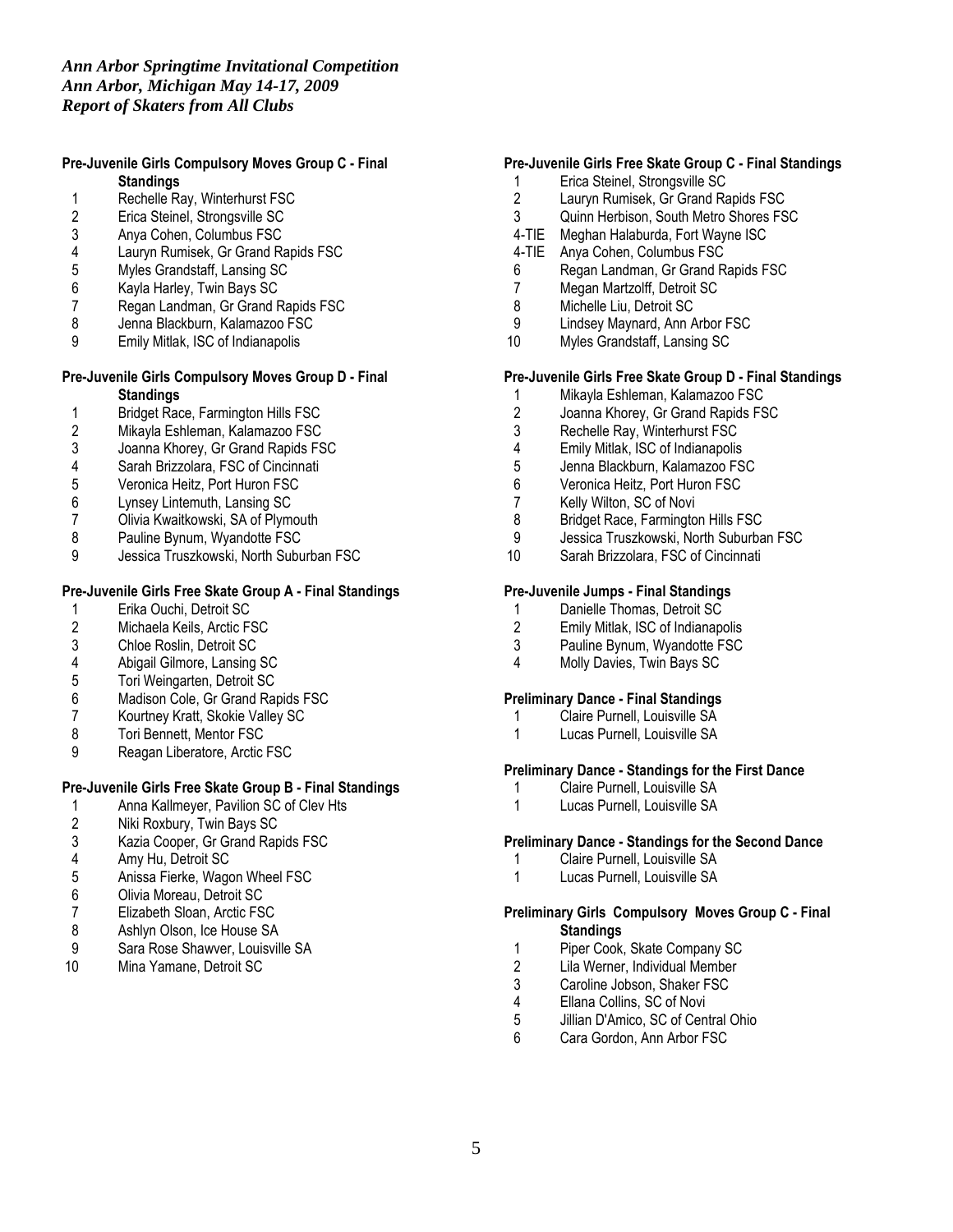*Ann Arbor Springtime Invitational Competition*
*Ann Arbor, Michigan May 14-17, 2009*
*Report of Skaters from All Clubs*

**Pre-Juvenile Girls Compulsory Moves Group C - Final Standings**

1 Rechelle Ray, Winterhurst FSC
2 Erica Steinel, Strongsville SC
3 Anya Cohen, Columbus FSC
4 Lauryn Rumisek, Gr Grand Rapids FSC
5 Myles Grandstaff, Lansing SC
6 Kayla Harley, Twin Bays SC
7 Regan Landman, Gr Grand Rapids FSC
8 Jenna Blackburn, Kalamazoo FSC
9 Emily Mitlak, ISC of Indianapolis

**Pre-Juvenile Girls Compulsory Moves Group D - Final Standings**

1 Bridget Race, Farmington Hills FSC
2 Mikayla Eshleman, Kalamazoo FSC
3 Joanna Khorey, Gr Grand Rapids FSC
4 Sarah Brizzolara, FSC of Cincinnati
5 Veronica Heitz, Port Huron FSC
6 Lynsey Lintemuth, Lansing SC
7 Olivia Kwaitkowski, SA of Plymouth
8 Pauline Bynum, Wyandotte FSC
9 Jessica Truszkowski, North Suburban FSC

**Pre-Juvenile Girls Free Skate Group A - Final Standings**

1 Erika Ouchi, Detroit SC
2 Michaela Keils, Arctic FSC
3 Chloe Roslin, Detroit SC
4 Abigail Gilmore, Lansing SC
5 Tori Weingarten, Detroit SC
6 Madison Cole, Gr Grand Rapids FSC
7 Kourtney Kratt, Skokie Valley SC
8 Tori Bennett, Mentor FSC
9 Reagan Liberatore, Arctic FSC

**Pre-Juvenile Girls Free Skate Group B - Final Standings**

1 Anna Kallmeyer, Pavilion SC of Clev Hts
2 Niki Roxbury, Twin Bays SC
3 Kazia Cooper, Gr Grand Rapids FSC
4 Amy Hu, Detroit SC
5 Anissa Fierke, Wagon Wheel FSC
6 Olivia Moreau, Detroit SC
7 Elizabeth Sloan, Arctic FSC
8 Ashlyn Olson, Ice House SA
9 Sara Rose Shawver, Louisville SA
10 Mina Yamane, Detroit SC

**Pre-Juvenile Girls Free Skate Group C - Final Standings**

1 Erica Steinel, Strongsville SC
2 Lauryn Rumisek, Gr Grand Rapids FSC
3 Quinn Herbison, South Metro Shores FSC
4-TIE Meghan Halaburda, Fort Wayne ISC
4-TIE Anya Cohen, Columbus FSC
6 Regan Landman, Gr Grand Rapids FSC
7 Megan Martzolff, Detroit SC
8 Michelle Liu, Detroit SC
9 Lindsey Maynard, Ann Arbor FSC
10 Myles Grandstaff, Lansing SC

**Pre-Juvenile Girls Free Skate Group D - Final Standings**

1 Mikayla Eshleman, Kalamazoo FSC
2 Joanna Khorey, Gr Grand Rapids FSC
3 Rechelle Ray, Winterhurst FSC
4 Emily Mitlak, ISC of Indianapolis
5 Jenna Blackburn, Kalamazoo FSC
6 Veronica Heitz, Port Huron FSC
7 Kelly Wilton, SC of Novi
8 Bridget Race, Farmington Hills FSC
9 Jessica Truszkowski, North Suburban FSC
10 Sarah Brizzolara, FSC of Cincinnati

**Pre-Juvenile Jumps - Final Standings**

1 Danielle Thomas, Detroit SC
2 Emily Mitlak, ISC of Indianapolis
3 Pauline Bynum, Wyandotte FSC
4 Molly Davies, Twin Bays SC

**Preliminary Dance - Final Standings**

1 Claire Purnell, Louisville SA
1 Lucas Purnell, Louisville SA

**Preliminary Dance - Standings for the First Dance**

1 Claire Purnell, Louisville SA
1 Lucas Purnell, Louisville SA

**Preliminary Dance - Standings for the Second Dance**

1 Claire Purnell, Louisville SA
1 Lucas Purnell, Louisville SA

**Preliminary Girls Compulsory Moves Group C - Final Standings**

1 Piper Cook, Skate Company SC
2 Lila Werner, Individual Member
3 Caroline Jobson, Shaker FSC
4 Ellana Collins, SC of Novi
5 Jillian D'Amico, SC of Central Ohio
6 Cara Gordon, Ann Arbor FSC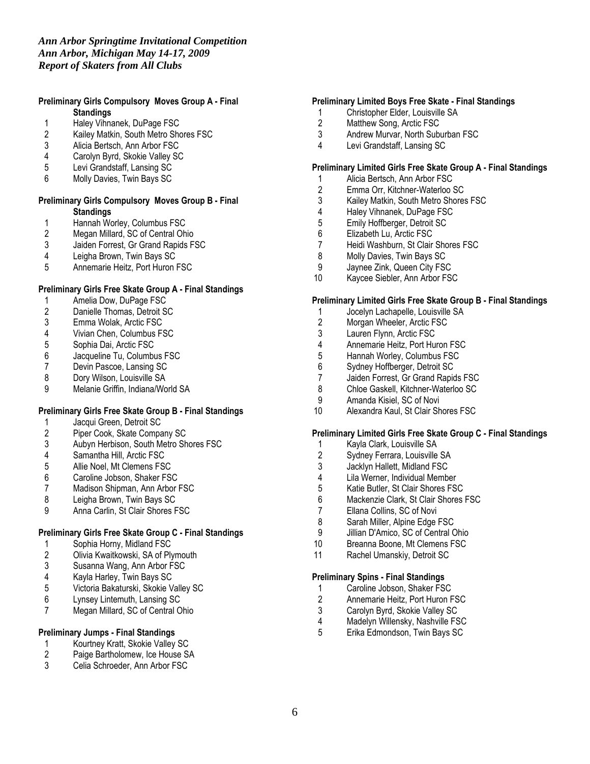*Ann Arbor Springtime Invitational Competition*
*Ann Arbor, Michigan May 14-17, 2009*
*Report of Skaters from All Clubs*

**Preliminary Girls Compulsory Moves Group A - Final Standings**

1. Haley Vihnanek, DuPage FSC
2. Kailey Matkin, South Metro Shores FSC
3. Alicia Bertsch, Ann Arbor FSC
4. Carolyn Byrd, Skokie Valley SC
5. Levi Grandstaff, Lansing SC
6. Molly Davies, Twin Bays SC

**Preliminary Girls Compulsory Moves Group B - Final Standings**

1. Hannah Worley, Columbus FSC
2. Megan Millard, SC of Central Ohio
3. Jaiden Forrest, Gr Grand Rapids FSC
4. Leigha Brown, Twin Bays SC
5. Annemarie Heitz, Port Huron FSC

**Preliminary Girls Free Skate Group A - Final Standings**

1. Amelia Dow, DuPage FSC
2. Danielle Thomas, Detroit SC
3. Emma Wolak, Arctic FSC
4. Vivian Chen, Columbus FSC
5. Sophia Dai, Arctic FSC
6. Jacqueline Tu, Columbus FSC
7. Devin Pascoe, Lansing SC
8. Dory Wilson, Louisville SA
9. Melanie Griffin, Indiana/World SA

**Preliminary Girls Free Skate Group B - Final Standings**

1. Jacqui Green, Detroit SC
2. Piper Cook, Skate Company SC
3. Aubyn Herbison, South Metro Shores FSC
4. Samantha Hill, Arctic FSC
5. Allie Noel, Mt Clemens FSC
6. Caroline Jobson, Shaker FSC
7. Madison Shipman, Ann Arbor FSC
8. Leigha Brown, Twin Bays SC
9. Anna Carlin, St Clair Shores FSC

**Preliminary Girls Free Skate Group C - Final Standings**

1. Sophia Horny, Midland FSC
2. Olivia Kwaitkowski, SA of Plymouth
3. Susanna Wang, Ann Arbor FSC
4. Kayla Harley, Twin Bays SC
5. Victoria Bakaturski, Skokie Valley SC
6. Lynsey Lintemuth, Lansing SC
7. Megan Millard, SC of Central Ohio

**Preliminary Jumps - Final Standings**

1. Kourtney Kratt, Skokie Valley SC
2. Paige Bartholomew, Ice House SA
3. Celia Schroeder, Ann Arbor FSC

**Preliminary Limited Boys Free Skate - Final Standings**

1. Christopher Elder, Louisville SA
2. Matthew Song, Arctic FSC
3. Andrew Murvar, North Suburban FSC
4. Levi Grandstaff, Lansing SC

**Preliminary Limited Girls Free Skate Group A - Final Standings**

1. Alicia Bertsch, Ann Arbor FSC
2. Emma Orr, Kitchner-Waterloo SC
3. Kailey Matkin, South Metro Shores FSC
4. Haley Vihnanek, DuPage FSC
5. Emily Hoffberger, Detroit SC
6. Elizabeth Lu, Arctic FSC
7. Heidi Washburn, St Clair Shores FSC
8. Molly Davies, Twin Bays SC
9. Jaynee Zink, Queen City FSC
10. Kaycee Siebler, Ann Arbor FSC

**Preliminary Limited Girls Free Skate Group B - Final Standings**

1. Jocelyn Lachapelle, Louisville SA
2. Morgan Wheeler, Arctic FSC
3. Lauren Flynn, Arctic FSC
4. Annemarie Heitz, Port Huron FSC
5. Hannah Worley, Columbus FSC
6. Sydney Hoffberger, Detroit SC
7. Jaiden Forrest, Gr Grand Rapids FSC
8. Chloe Gaskell, Kitchner-Waterloo SC
9. Amanda Kisiel, SC of Novi
10. Alexandra Kaul, St Clair Shores FSC

**Preliminary Limited Girls Free Skate Group C - Final Standings**

1. Kayla Clark, Louisville SA
2. Sydney Ferrara, Louisville SA
3. Jacklyn Hallett, Midland FSC
4. Lila Werner, Individual Member
5. Katie Butler, St Clair Shores FSC
6. Mackenzie Clark, St Clair Shores FSC
7. Ellana Collins, SC of Novi
8. Sarah Miller, Alpine Edge FSC
9. Jillian D'Amico, SC of Central Ohio
10. Breanna Boone, Mt Clemens FSC
11. Rachel Umanskiy, Detroit SC

**Preliminary Spins - Final Standings**

1. Caroline Jobson, Shaker FSC
2. Annemarie Heitz, Port Huron FSC
3. Carolyn Byrd, Skokie Valley SC
4. Madelyn Willensky, Nashville FSC
5. Erika Edmondson, Twin Bays SC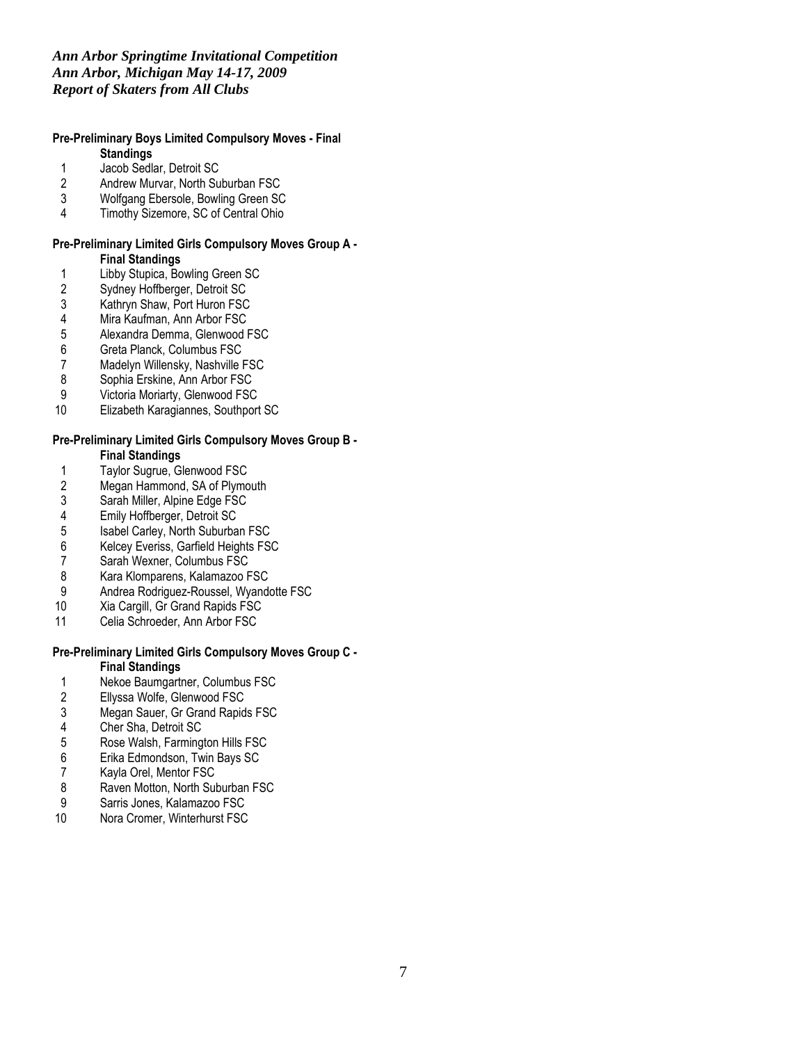*Ann Arbor Springtime Invitational Competition*
*Ann Arbor, Michigan May 14-17, 2009*
*Report of Skaters from All Clubs*

**Pre-Preliminary Boys Limited Compulsory Moves - Final Standings**

1 Jacob Sedlar, Detroit SC
2 Andrew Murvar, North Suburban FSC
3 Wolfgang Ebersole, Bowling Green SC
4 Timothy Sizemore, SC of Central Ohio

**Pre-Preliminary Limited Girls Compulsory Moves Group A - Final Standings**

1 Libby Stupica, Bowling Green SC
2 Sydney Hoffberger, Detroit SC
3 Kathryn Shaw, Port Huron FSC
4 Mira Kaufman, Ann Arbor FSC
5 Alexandra Demma, Glenwood FSC
6 Greta Planck, Columbus FSC
7 Madelyn Willensky, Nashville FSC
8 Sophia Erskine, Ann Arbor FSC
9 Victoria Moriarty, Glenwood FSC
10 Elizabeth Karagiannes, Southport SC

**Pre-Preliminary Limited Girls Compulsory Moves Group B - Final Standings**

1 Taylor Sugrue, Glenwood FSC
2 Megan Hammond, SA of Plymouth
3 Sarah Miller, Alpine Edge FSC
4 Emily Hoffberger, Detroit SC
5 Isabel Carley, North Suburban FSC
6 Kelcey Everiss, Garfield Heights FSC
7 Sarah Wexner, Columbus FSC
8 Kara Klomparens, Kalamazoo FSC
9 Andrea Rodriguez-Roussel, Wyandotte FSC
10 Xia Cargill, Gr Grand Rapids FSC
11 Celia Schroeder, Ann Arbor FSC

**Pre-Preliminary Limited Girls Compulsory Moves Group C - Final Standings**

1 Nekoe Baumgartner, Columbus FSC
2 Ellyssa Wolfe, Glenwood FSC
3 Megan Sauer, Gr Grand Rapids FSC
4 Cher Sha, Detroit SC
5 Rose Walsh, Farmington Hills FSC
6 Erika Edmondson, Twin Bays SC
7 Kayla Orel, Mentor FSC
8 Raven Motton, North Suburban FSC
9 Sarris Jones, Kalamazoo FSC
10 Nora Cromer, Winterhurst FSC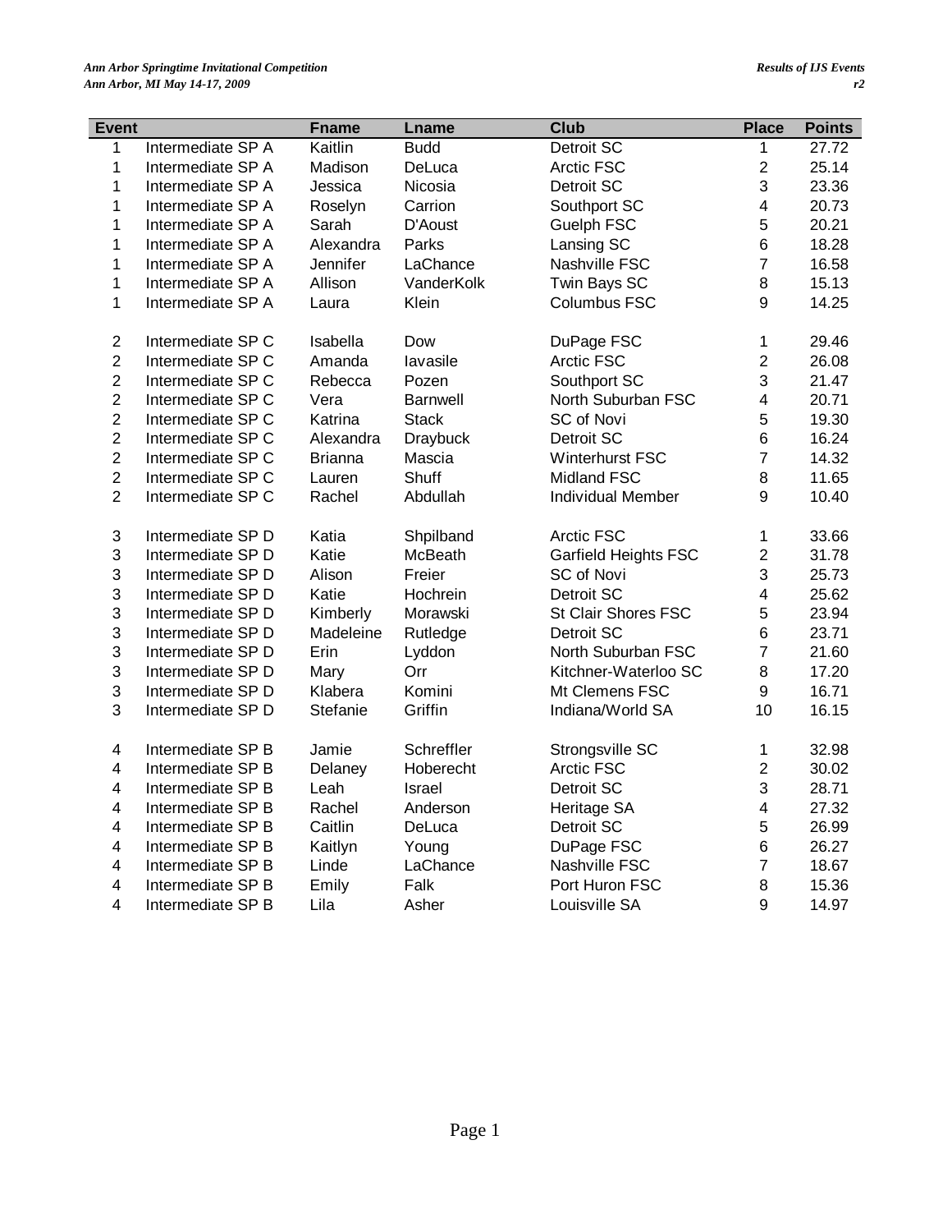| Event | | Fname | Lname | Club | Place | Points |
|---|---|---|---|---|---|---|
| 1 | Intermediate SP A | Kaitlin | Budd | Detroit SC | 1 | 27.72 |
| 1 | Intermediate SP A | Madison | DeLuca | Arctic FSC | 2 | 25.14 |
| 1 | Intermediate SP A | Jessica | Nicosia | Detroit SC | 3 | 23.36 |
| 1 | Intermediate SP A | Roselyn | Carrion | Southport SC | 4 | 20.73 |
| 1 | Intermediate SP A | Sarah | D'Aoust | Guelph FSC | 5 | 20.21 |
| 1 | Intermediate SP A | Alexandra | Parks | Lansing SC | 6 | 18.28 |
| 1 | Intermediate SP A | Jennifer | LaChance | Nashville FSC | 7 | 16.58 |
| 1 | Intermediate SP A | Allison | VanderKolk | Twin Bays SC | 8 | 15.13 |
| 1 | Intermediate SP A | Laura | Klein | Columbus FSC | 9 | 14.25 |
| 2 | Intermediate SP C | Isabella | Dow | DuPage FSC | 1 | 29.46 |
| 2 | Intermediate SP C | Amanda | Iavasile | Arctic FSC | 2 | 26.08 |
| 2 | Intermediate SP C | Rebecca | Pozen | Southport SC | 3 | 21.47 |
| 2 | Intermediate SP C | Vera | Barnwell | North Suburban FSC | 4 | 20.71 |
| 2 | Intermediate SP C | Katrina | Stack | SC of Novi | 5 | 19.30 |
| 2 | Intermediate SP C | Alexandra | Draybuck | Detroit SC | 6 | 16.24 |
| 2 | Intermediate SP C | Brianna | Mascia | Winterhurst FSC | 7 | 14.32 |
| 2 | Intermediate SP C | Lauren | Shuff | Midland FSC | 8 | 11.65 |
| 2 | Intermediate SP C | Rachel | Abdullah | Individual Member | 9 | 10.40 |
| 3 | Intermediate SP D | Katia | Shpilband | Arctic FSC | 1 | 33.66 |
| 3 | Intermediate SP D | Katie | McBeath | Garfield Heights FSC | 2 | 31.78 |
| 3 | Intermediate SP D | Alison | Freier | SC of Novi | 3 | 25.73 |
| 3 | Intermediate SP D | Katie | Hochrein | Detroit SC | 4 | 25.62 |
| 3 | Intermediate SP D | Kimberly | Morawski | St Clair Shores FSC | 5 | 23.94 |
| 3 | Intermediate SP D | Madeleine | Rutledge | Detroit SC | 6 | 23.71 |
| 3 | Intermediate SP D | Erin | Lyddon | North Suburban FSC | 7 | 21.60 |
| 3 | Intermediate SP D | Mary | Orr | Kitchner-Waterloo SC | 8 | 17.20 |
| 3 | Intermediate SP D | Klabera | Komini | Mt Clemens FSC | 9 | 16.71 |
| 3 | Intermediate SP D | Stefanie | Griffin | Indiana/World SA | 10 | 16.15 |
| 4 | Intermediate SP B | Jamie | Schreffler | Strongsville SC | 1 | 32.98 |
| 4 | Intermediate SP B | Delaney | Hoberecht | Arctic FSC | 2 | 30.02 |
| 4 | Intermediate SP B | Leah | Israel | Detroit SC | 3 | 28.71 |
| 4 | Intermediate SP B | Rachel | Anderson | Heritage SA | 4 | 27.32 |
| 4 | Intermediate SP B | Caitlin | DeLuca | Detroit SC | 5 | 26.99 |
| 4 | Intermediate SP B | Kaitlyn | Young | DuPage FSC | 6 | 26.27 |
| 4 | Intermediate SP B | Linde | LaChance | Nashville FSC | 7 | 18.67 |
| 4 | Intermediate SP B | Emily | Falk | Port Huron FSC | 8 | 15.36 |
| 4 | Intermediate SP B | Lila | Asher | Louisville SA | 9 | 14.97 |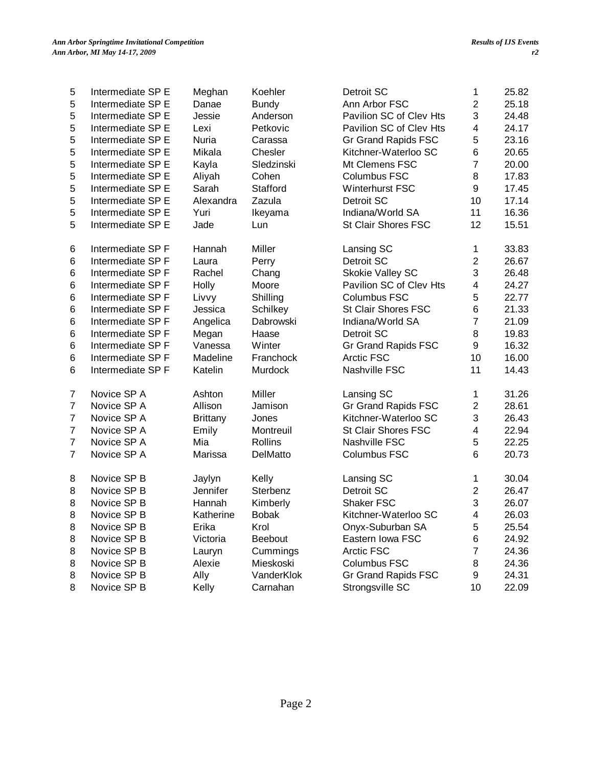| | | | | | | |
|---|---|---|---|---|---|---|
| 5 | Intermediate SP E | Meghan | Koehler | Detroit SC | 1 | 25.82 |
| 5 | Intermediate SP E | Danae | Bundy | Ann Arbor FSC | 2 | 25.18 |
| 5 | Intermediate SP E | Jessie | Anderson | Pavilion SC of Clev Hts | 3 | 24.48 |
| 5 | Intermediate SP E | Lexi | Petkovic | Pavilion SC of Clev Hts | 4 | 24.17 |
| 5 | Intermediate SP E | Nuria | Carassa | Gr Grand Rapids FSC | 5 | 23.16 |
| 5 | Intermediate SP E | Mikala | Chesler | Kitchner-Waterloo SC | 6 | 20.65 |
| 5 | Intermediate SP E | Kayla | Sledzinski | Mt Clemens FSC | 7 | 20.00 |
| 5 | Intermediate SP E | Aliyah | Cohen | Columbus FSC | 8 | 17.83 |
| 5 | Intermediate SP E | Sarah | Stafford | Winterhurst FSC | 9 | 17.45 |
| 5 | Intermediate SP E | Alexandra | Zazula | Detroit SC | 10 | 17.14 |
| 5 | Intermediate SP E | Yuri | Ikeyama | Indiana/World SA | 11 | 16.36 |
| 5 | Intermediate SP E | Jade | Lun | St Clair Shores FSC | 12 | 15.51 |
| | | | | | | |
| 6 | Intermediate SP F | Hannah | Miller | Lansing SC | 1 | 33.83 |
| 6 | Intermediate SP F | Laura | Perry | Detroit SC | 2 | 26.67 |
| 6 | Intermediate SP F | Rachel | Chang | Skokie Valley SC | 3 | 26.48 |
| 6 | Intermediate SP F | Holly | Moore | Pavilion SC of Clev Hts | 4 | 24.27 |
| 6 | Intermediate SP F | Livvy | Shilling | Columbus FSC | 5 | 22.77 |
| 6 | Intermediate SP F | Jessica | Schilkey | St Clair Shores FSC | 6 | 21.33 |
| 6 | Intermediate SP F | Angelica | Dabrowski | Indiana/World SA | 7 | 21.09 |
| 6 | Intermediate SP F | Megan | Haase | Detroit SC | 8 | 19.83 |
| 6 | Intermediate SP F | Vanessa | Winter | Gr Grand Rapids FSC | 9 | 16.32 |
| 6 | Intermediate SP F | Madeline | Franchock | Arctic FSC | 10 | 16.00 |
| 6 | Intermediate SP F | Katelin | Murdock | Nashville FSC | 11 | 14.43 |
| | | | | | | |
| 7 | Novice SP A | Ashton | Miller | Lansing SC | 1 | 31.26 |
| 7 | Novice SP A | Allison | Jamison | Gr Grand Rapids FSC | 2 | 28.61 |
| 7 | Novice SP A | Brittany | Jones | Kitchner-Waterloo SC | 3 | 26.43 |
| 7 | Novice SP A | Emily | Montreuil | St Clair Shores FSC | 4 | 22.94 |
| 7 | Novice SP A | Mia | Rollins | Nashville FSC | 5 | 22.25 |
| 7 | Novice SP A | Marissa | DelMatto | Columbus FSC | 6 | 20.73 |
| | | | | | | |
| 8 | Novice SP B | Jaylyn | Kelly | Lansing SC | 1 | 30.04 |
| 8 | Novice SP B | Jennifer | Sterbenz | Detroit SC | 2 | 26.47 |
| 8 | Novice SP B | Hannah | Kimberly | Shaker FSC | 3 | 26.07 |
| 8 | Novice SP B | Katherine | Bobak | Kitchner-Waterloo SC | 4 | 26.03 |
| 8 | Novice SP B | Erika | Krol | Onyx-Suburban SA | 5 | 25.54 |
| 8 | Novice SP B | Victoria | Beebout | Eastern Iowa FSC | 6 | 24.92 |
| 8 | Novice SP B | Lauryn | Cummings | Arctic FSC | 7 | 24.36 |
| 8 | Novice SP B | Alexie | Mieskoski | Columbus FSC | 8 | 24.36 |
| 8 | Novice SP B | Ally | VanderKlok | Gr Grand Rapids FSC | 9 | 24.31 |
| 8 | Novice SP B | Kelly | Carnahan | Strongsville SC | 10 | 22.09 |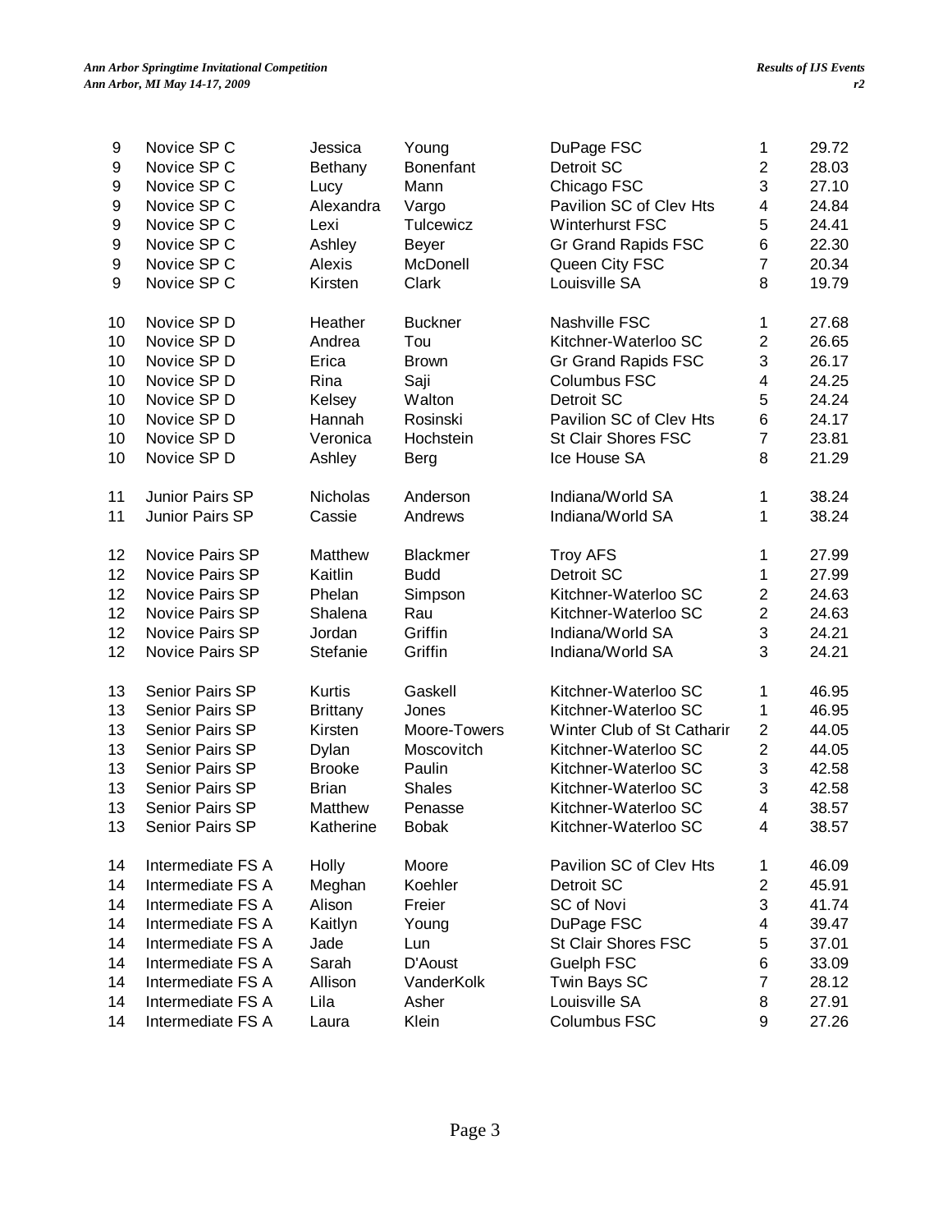| | | | | | | |
|---|---|---|---|---|---|---|
| 9 | Novice SP C | Jessica | Young | DuPage FSC | 1 | 29.72 |
| 9 | Novice SP C | Bethany | Bonenfant | Detroit SC | 2 | 28.03 |
| 9 | Novice SP C | Lucy | Mann | Chicago FSC | 3 | 27.10 |
| 9 | Novice SP C | Alexandra | Vargo | Pavilion SC of Clev Hts | 4 | 24.84 |
| 9 | Novice SP C | Lexi | Tulcewicz | Winterhurst FSC | 5 | 24.41 |
| 9 | Novice SP C | Ashley | Beyer | Gr Grand Rapids FSC | 6 | 22.30 |
| 9 | Novice SP C | Alexis | McDonell | Queen City FSC | 7 | 20.34 |
| 9 | Novice SP C | Kirsten | Clark | Louisville SA | 8 | 19.79 |
| 10 | Novice SP D | Heather | Buckner | Nashville FSC | 1 | 27.68 |
| 10 | Novice SP D | Andrea | Tou | Kitchner-Waterloo SC | 2 | 26.65 |
| 10 | Novice SP D | Erica | Brown | Gr Grand Rapids FSC | 3 | 26.17 |
| 10 | Novice SP D | Rina | Saji | Columbus FSC | 4 | 24.25 |
| 10 | Novice SP D | Kelsey | Walton | Detroit SC | 5 | 24.24 |
| 10 | Novice SP D | Hannah | Rosinski | Pavilion SC of Clev Hts | 6 | 24.17 |
| 10 | Novice SP D | Veronica | Hochstein | St Clair Shores FSC | 7 | 23.81 |
| 10 | Novice SP D | Ashley | Berg | Ice House SA | 8 | 21.29 |
| 11 | Junior Pairs SP | Nicholas | Anderson | Indiana/World SA | 1 | 38.24 |
| 11 | Junior Pairs SP | Cassie | Andrews | Indiana/World SA | 1 | 38.24 |
| 12 | Novice Pairs SP | Matthew | Blackmer | Troy AFS | 1 | 27.99 |
| 12 | Novice Pairs SP | Kaitlin | Budd | Detroit SC | 1 | 27.99 |
| 12 | Novice Pairs SP | Phelan | Simpson | Kitchner-Waterloo SC | 2 | 24.63 |
| 12 | Novice Pairs SP | Shalena | Rau | Kitchner-Waterloo SC | 2 | 24.63 |
| 12 | Novice Pairs SP | Jordan | Griffin | Indiana/World SA | 3 | 24.21 |
| 12 | Novice Pairs SP | Stefanie | Griffin | Indiana/World SA | 3 | 24.21 |
| 13 | Senior Pairs SP | Kurtis | Gaskell | Kitchner-Waterloo SC | 1 | 46.95 |
| 13 | Senior Pairs SP | Brittany | Jones | Kitchner-Waterloo SC | 1 | 46.95 |
| 13 | Senior Pairs SP | Kirsten | Moore-Towers | Winter Club of St Catharir | 2 | 44.05 |
| 13 | Senior Pairs SP | Dylan | Moscovitch | Kitchner-Waterloo SC | 2 | 44.05 |
| 13 | Senior Pairs SP | Brooke | Paulin | Kitchner-Waterloo SC | 3 | 42.58 |
| 13 | Senior Pairs SP | Brian | Shales | Kitchner-Waterloo SC | 3 | 42.58 |
| 13 | Senior Pairs SP | Matthew | Penasse | Kitchner-Waterloo SC | 4 | 38.57 |
| 13 | Senior Pairs SP | Katherine | Bobak | Kitchner-Waterloo SC | 4 | 38.57 |
| 14 | Intermediate FS A | Holly | Moore | Pavilion SC of Clev Hts | 1 | 46.09 |
| 14 | Intermediate FS A | Meghan | Koehler | Detroit SC | 2 | 45.91 |
| 14 | Intermediate FS A | Alison | Freier | SC of Novi | 3 | 41.74 |
| 14 | Intermediate FS A | Kaitlyn | Young | DuPage FSC | 4 | 39.47 |
| 14 | Intermediate FS A | Jade | Lun | St Clair Shores FSC | 5 | 37.01 |
| 14 | Intermediate FS A | Sarah | D'Aoust | Guelph FSC | 6 | 33.09 |
| 14 | Intermediate FS A | Allison | VanderKolk | Twin Bays SC | 7 | 28.12 |
| 14 | Intermediate FS A | Lila | Asher | Louisville SA | 8 | 27.91 |
| 14 | Intermediate FS A | Laura | Klein | Columbus FSC | 9 | 27.26 |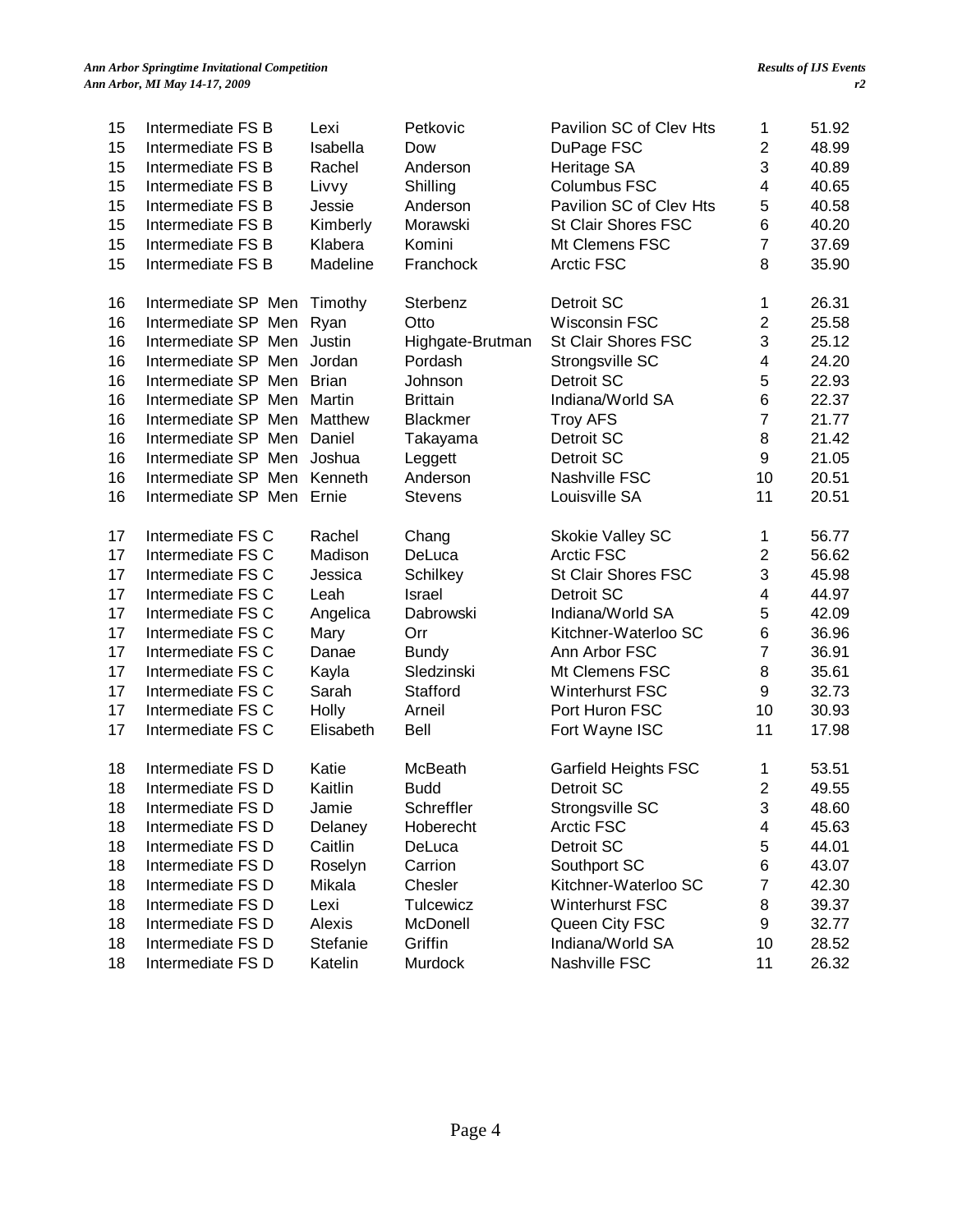| | | | | | | |
|---|---|---|---|---|---|---|
| 15 | Intermediate FS B | Lexi | Petkovic | Pavilion SC of Clev Hts | 1 | 51.92 |
| 15 | Intermediate FS B | Isabella | Dow | DuPage FSC | 2 | 48.99 |
| 15 | Intermediate FS B | Rachel | Anderson | Heritage SA | 3 | 40.89 |
| 15 | Intermediate FS B | Livvy | Shilling | Columbus FSC | 4 | 40.65 |
| 15 | Intermediate FS B | Jessie | Anderson | Pavilion SC of Clev Hts | 5 | 40.58 |
| 15 | Intermediate FS B | Kimberly | Morawski | St Clair Shores FSC | 6 | 40.20 |
| 15 | Intermediate FS B | Klabera | Komini | Mt Clemens FSC | 7 | 37.69 |
| 15 | Intermediate FS B | Madeline | Franchock | Arctic FSC | 8 | 35.90 |
| 16 | Intermediate SP Men | Timothy | Sterbenz | Detroit SC | 1 | 26.31 |
| 16 | Intermediate SP Men | Ryan | Otto | Wisconsin FSC | 2 | 25.58 |
| 16 | Intermediate SP Men | Justin | Highgate-Brutman | St Clair Shores FSC | 3 | 25.12 |
| 16 | Intermediate SP Men | Jordan | Pordash | Strongsville SC | 4 | 24.20 |
| 16 | Intermediate SP Men | Brian | Johnson | Detroit SC | 5 | 22.93 |
| 16 | Intermediate SP Men | Martin | Brittain | Indiana/World SA | 6 | 22.37 |
| 16 | Intermediate SP Men | Matthew | Blackmer | Troy AFS | 7 | 21.77 |
| 16 | Intermediate SP Men | Daniel | Takayama | Detroit SC | 8 | 21.42 |
| 16 | Intermediate SP Men | Joshua | Leggett | Detroit SC | 9 | 21.05 |
| 16 | Intermediate SP Men | Kenneth | Anderson | Nashville FSC | 10 | 20.51 |
| 16 | Intermediate SP Men | Ernie | Stevens | Louisville SA | 11 | 20.51 |
| 17 | Intermediate FS C | Rachel | Chang | Skokie Valley SC | 1 | 56.77 |
| 17 | Intermediate FS C | Madison | DeLuca | Arctic FSC | 2 | 56.62 |
| 17 | Intermediate FS C | Jessica | Schilkey | St Clair Shores FSC | 3 | 45.98 |
| 17 | Intermediate FS C | Leah | Israel | Detroit SC | 4 | 44.97 |
| 17 | Intermediate FS C | Angelica | Dabrowski | Indiana/World SA | 5 | 42.09 |
| 17 | Intermediate FS C | Mary | Orr | Kitchner-Waterloo SC | 6 | 36.96 |
| 17 | Intermediate FS C | Danae | Bundy | Ann Arbor FSC | 7 | 36.91 |
| 17 | Intermediate FS C | Kayla | Sledzinski | Mt Clemens FSC | 8 | 35.61 |
| 17 | Intermediate FS C | Sarah | Stafford | Winterhurst FSC | 9 | 32.73 |
| 17 | Intermediate FS C | Holly | Arneil | Port Huron FSC | 10 | 30.93 |
| 17 | Intermediate FS C | Elisabeth | Bell | Fort Wayne ISC | 11 | 17.98 |
| 18 | Intermediate FS D | Katie | McBeath | Garfield Heights FSC | 1 | 53.51 |
| 18 | Intermediate FS D | Kaitlin | Budd | Detroit SC | 2 | 49.55 |
| 18 | Intermediate FS D | Jamie | Schreffler | Strongsville SC | 3 | 48.60 |
| 18 | Intermediate FS D | Delaney | Hoberecht | Arctic FSC | 4 | 45.63 |
| 18 | Intermediate FS D | Caitlin | DeLuca | Detroit SC | 5 | 44.01 |
| 18 | Intermediate FS D | Roselyn | Carrion | Southport SC | 6 | 43.07 |
| 18 | Intermediate FS D | Mikala | Chesler | Kitchner-Waterloo SC | 7 | 42.30 |
| 18 | Intermediate FS D | Lexi | Tulcewicz | Winterhurst FSC | 8 | 39.37 |
| 18 | Intermediate FS D | Alexis | McDonell | Queen City FSC | 9 | 32.77 |
| 18 | Intermediate FS D | Stefanie | Griffin | Indiana/World SA | 10 | 28.52 |
| 18 | Intermediate FS D | Katelin | Murdock | Nashville FSC | 11 | 26.32 |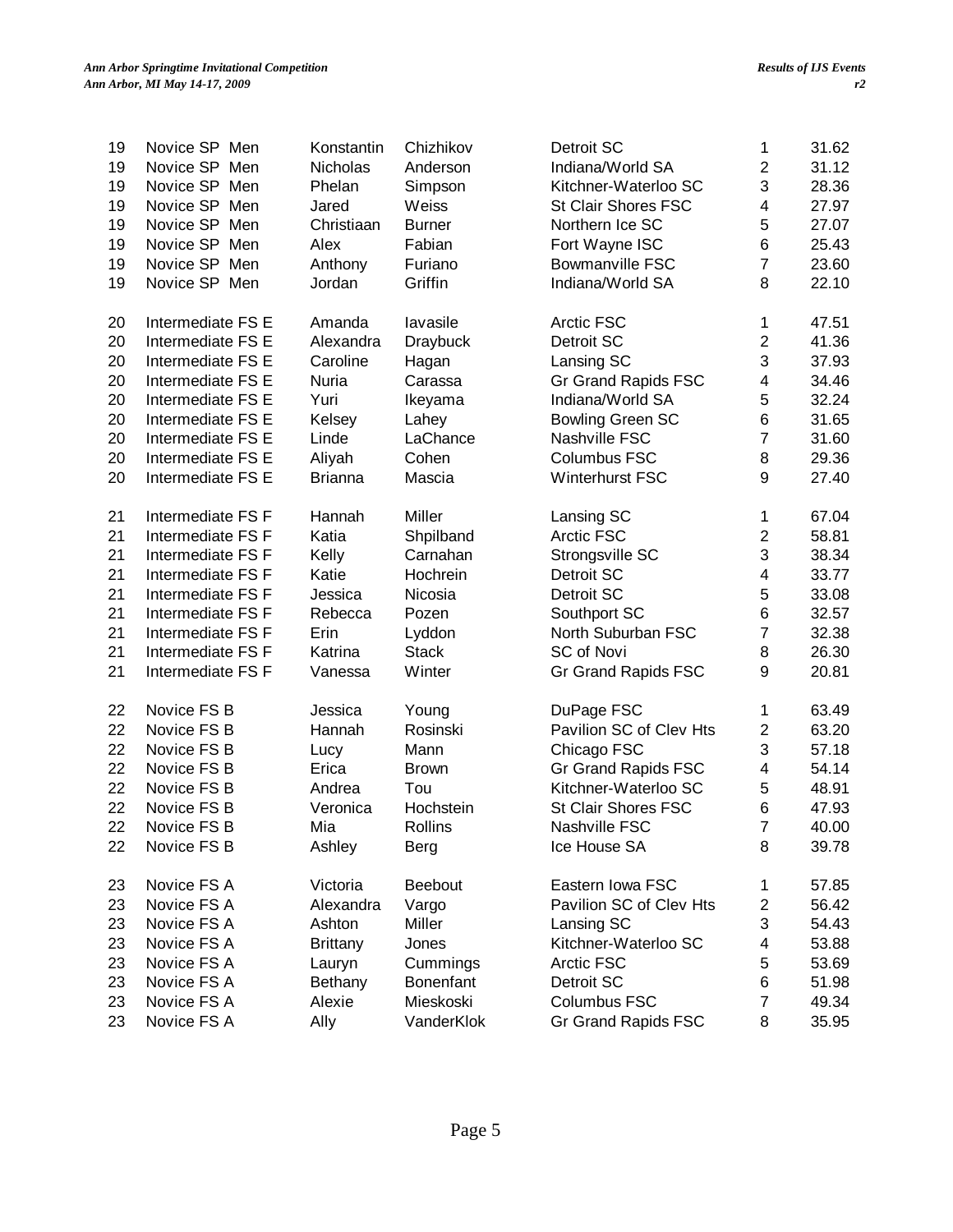| | | | | | | |
|---|---|---|---|---|---|---|
| 19 | Novice SP Men | Konstantin | Chizhikov | Detroit SC | 1 | 31.62 |
| 19 | Novice SP Men | Nicholas | Anderson | Indiana/World SA | 2 | 31.12 |
| 19 | Novice SP Men | Phelan | Simpson | Kitchner-Waterloo SC | 3 | 28.36 |
| 19 | Novice SP Men | Jared | Weiss | St Clair Shores FSC | 4 | 27.97 |
| 19 | Novice SP Men | Christiaan | Burner | Northern Ice SC | 5 | 27.07 |
| 19 | Novice SP Men | Alex | Fabian | Fort Wayne ISC | 6 | 25.43 |
| 19 | Novice SP Men | Anthony | Furiano | Bowmanville FSC | 7 | 23.60 |
| 19 | Novice SP Men | Jordan | Griffin | Indiana/World SA | 8 | 22.10 |
| | | | | | | |
| 20 | Intermediate FS E | Amanda | Iavasile | Arctic FSC | 1 | 47.51 |
| 20 | Intermediate FS E | Alexandra | Draybuck | Detroit SC | 2 | 41.36 |
| 20 | Intermediate FS E | Caroline | Hagan | Lansing SC | 3 | 37.93 |
| 20 | Intermediate FS E | Nuria | Carassa | Gr Grand Rapids FSC | 4 | 34.46 |
| 20 | Intermediate FS E | Yuri | Ikeyama | Indiana/World SA | 5 | 32.24 |
| 20 | Intermediate FS E | Kelsey | Lahey | Bowling Green SC | 6 | 31.65 |
| 20 | Intermediate FS E | Linde | LaChance | Nashville FSC | 7 | 31.60 |
| 20 | Intermediate FS E | Aliyah | Cohen | Columbus FSC | 8 | 29.36 |
| 20 | Intermediate FS E | Brianna | Mascia | Winterhurst FSC | 9 | 27.40 |
| | | | | | | |
| 21 | Intermediate FS F | Hannah | Miller | Lansing SC | 1 | 67.04 |
| 21 | Intermediate FS F | Katia | Shpilband | Arctic FSC | 2 | 58.81 |
| 21 | Intermediate FS F | Kelly | Carnahan | Strongsville SC | 3 | 38.34 |
| 21 | Intermediate FS F | Katie | Hochrein | Detroit SC | 4 | 33.77 |
| 21 | Intermediate FS F | Jessica | Nicosia | Detroit SC | 5 | 33.08 |
| 21 | Intermediate FS F | Rebecca | Pozen | Southport SC | 6 | 32.57 |
| 21 | Intermediate FS F | Erin | Lyddon | North Suburban FSC | 7 | 32.38 |
| 21 | Intermediate FS F | Katrina | Stack | SC of Novi | 8 | 26.30 |
| 21 | Intermediate FS F | Vanessa | Winter | Gr Grand Rapids FSC | 9 | 20.81 |
| | | | | | | |
| 22 | Novice FS B | Jessica | Young | DuPage FSC | 1 | 63.49 |
| 22 | Novice FS B | Hannah | Rosinski | Pavilion SC of Clev Hts | 2 | 63.20 |
| 22 | Novice FS B | Lucy | Mann | Chicago FSC | 3 | 57.18 |
| 22 | Novice FS B | Erica | Brown | Gr Grand Rapids FSC | 4 | 54.14 |
| 22 | Novice FS B | Andrea | Tou | Kitchner-Waterloo SC | 5 | 48.91 |
| 22 | Novice FS B | Veronica | Hochstein | St Clair Shores FSC | 6 | 47.93 |
| 22 | Novice FS B | Mia | Rollins | Nashville FSC | 7 | 40.00 |
| 22 | Novice FS B | Ashley | Berg | Ice House SA | 8 | 39.78 |
| | | | | | | |
| 23 | Novice FS A | Victoria | Beebout | Eastern Iowa FSC | 1 | 57.85 |
| 23 | Novice FS A | Alexandra | Vargo | Pavilion SC of Clev Hts | 2 | 56.42 |
| 23 | Novice FS A | Ashton | Miller | Lansing SC | 3 | 54.43 |
| 23 | Novice FS A | Brittany | Jones | Kitchner-Waterloo SC | 4 | 53.88 |
| 23 | Novice FS A | Lauryn | Cummings | Arctic FSC | 5 | 53.69 |
| 23 | Novice FS A | Bethany | Bonenfant | Detroit SC | 6 | 51.98 |
| 23 | Novice FS A | Alexie | Mieskoski | Columbus FSC | 7 | 49.34 |
| 23 | Novice FS A | Ally | VanderKlok | Gr Grand Rapids FSC | 8 | 35.95 |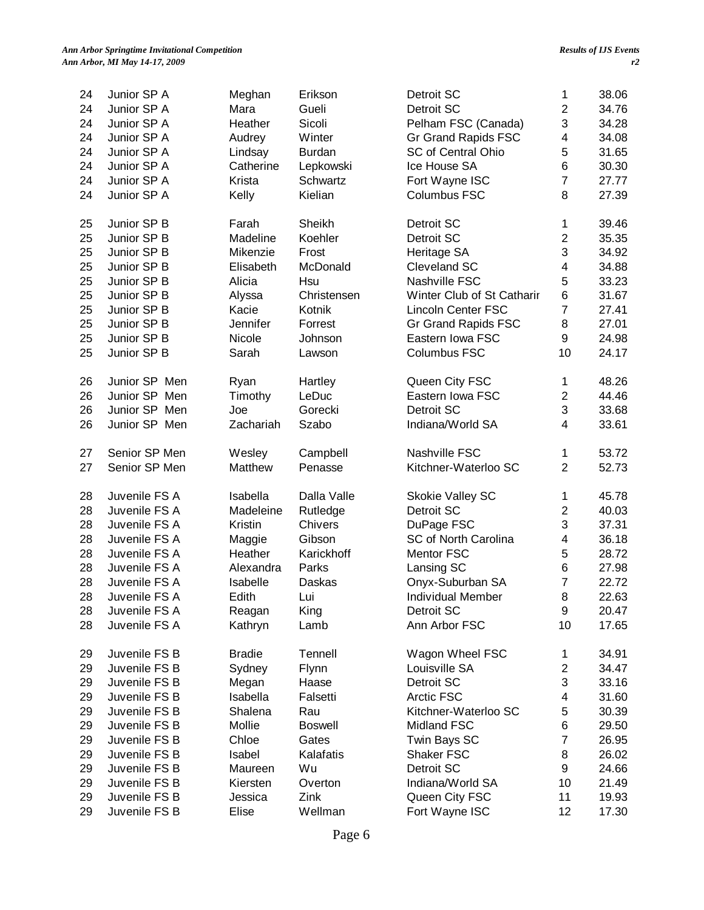| | | | | | | |
|---|---|---|---|---|---|---|
| 24 | Junior SP A | Meghan | Erikson | Detroit SC | 1 | 38.06 |
| 24 | Junior SP A | Mara | Gueli | Detroit SC | 2 | 34.76 |
| 24 | Junior SP A | Heather | Sicoli | Pelham FSC (Canada) | 3 | 34.28 |
| 24 | Junior SP A | Audrey | Winter | Gr Grand Rapids FSC | 4 | 34.08 |
| 24 | Junior SP A | Lindsay | Burdan | SC of Central Ohio | 5 | 31.65 |
| 24 | Junior SP A | Catherine | Lepkowski | Ice House SA | 6 | 30.30 |
| 24 | Junior SP A | Krista | Schwartz | Fort Wayne ISC | 7 | 27.77 |
| 24 | Junior SP A | Kelly | Kielian | Columbus FSC | 8 | 27.39 |
| | | | | | | |
| 25 | Junior SP B | Farah | Sheikh | Detroit SC | 1 | 39.46 |
| 25 | Junior SP B | Madeline | Koehler | Detroit SC | 2 | 35.35 |
| 25 | Junior SP B | Mikenzie | Frost | Heritage SA | 3 | 34.92 |
| 25 | Junior SP B | Elisabeth | McDonald | Cleveland SC | 4 | 34.88 |
| 25 | Junior SP B | Alicia | Hsu | Nashville FSC | 5 | 33.23 |
| 25 | Junior SP B | Alyssa | Christensen | Winter Club of St Catharir | 6 | 31.67 |
| 25 | Junior SP B | Kacie | Kotnik | Lincoln Center FSC | 7 | 27.41 |
| 25 | Junior SP B | Jennifer | Forrest | Gr Grand Rapids FSC | 8 | 27.01 |
| 25 | Junior SP B | Nicole | Johnson | Eastern Iowa FSC | 9 | 24.98 |
| 25 | Junior SP B | Sarah | Lawson | Columbus FSC | 10 | 24.17 |
| | | | | | | |
| 26 | Junior SP Men | Ryan | Hartley | Queen City FSC | 1 | 48.26 |
| 26 | Junior SP Men | Timothy | LeDuc | Eastern Iowa FSC | 2 | 44.46 |
| 26 | Junior SP Men | Joe | Gorecki | Detroit SC | 3 | 33.68 |
| 26 | Junior SP Men | Zachariah | Szabo | Indiana/World SA | 4 | 33.61 |
| | | | | | | |
| 27 | Senior SP Men | Wesley | Campbell | Nashville FSC | 1 | 53.72 |
| 27 | Senior SP Men | Matthew | Penasse | Kitchner-Waterloo SC | 2 | 52.73 |
| | | | | | | |
| 28 | Juvenile FS A | Isabella | Dalla Valle | Skokie Valley SC | 1 | 45.78 |
| 28 | Juvenile FS A | Madeleine | Rutledge | Detroit SC | 2 | 40.03 |
| 28 | Juvenile FS A | Kristin | Chivers | DuPage FSC | 3 | 37.31 |
| 28 | Juvenile FS A | Maggie | Gibson | SC of North Carolina | 4 | 36.18 |
| 28 | Juvenile FS A | Heather | Karickhoff | Mentor FSC | 5 | 28.72 |
| 28 | Juvenile FS A | Alexandra | Parks | Lansing SC | 6 | 27.98 |
| 28 | Juvenile FS A | Isabelle | Daskas | Onyx-Suburban SA | 7 | 22.72 |
| 28 | Juvenile FS A | Edith | Lui | Individual Member | 8 | 22.63 |
| 28 | Juvenile FS A | Reagan | King | Detroit SC | 9 | 20.47 |
| 28 | Juvenile FS A | Kathryn | Lamb | Ann Arbor FSC | 10 | 17.65 |
| | | | | | | |
| 29 | Juvenile FS B | Bradie | Tennell | Wagon Wheel FSC | 1 | 34.91 |
| 29 | Juvenile FS B | Sydney | Flynn | Louisville SA | 2 | 34.47 |
| 29 | Juvenile FS B | Megan | Haase | Detroit SC | 3 | 33.16 |
| 29 | Juvenile FS B | Isabella | Falsetti | Arctic FSC | 4 | 31.60 |
| 29 | Juvenile FS B | Shalena | Rau | Kitchner-Waterloo SC | 5 | 30.39 |
| 29 | Juvenile FS B | Mollie | Boswell | Midland FSC | 6 | 29.50 |
| 29 | Juvenile FS B | Chloe | Gates | Twin Bays SC | 7 | 26.95 |
| 29 | Juvenile FS B | Isabel | Kalafatis | Shaker FSC | 8 | 26.02 |
| 29 | Juvenile FS B | Maureen | Wu | Detroit SC | 9 | 24.66 |
| 29 | Juvenile FS B | Kiersten | Overton | Indiana/World SA | 10 | 21.49 |
| 29 | Juvenile FS B | Jessica | Zink | Queen City FSC | 11 | 19.93 |
| 29 | Juvenile FS B | Elise | Wellman | Fort Wayne ISC | 12 | 17.30 |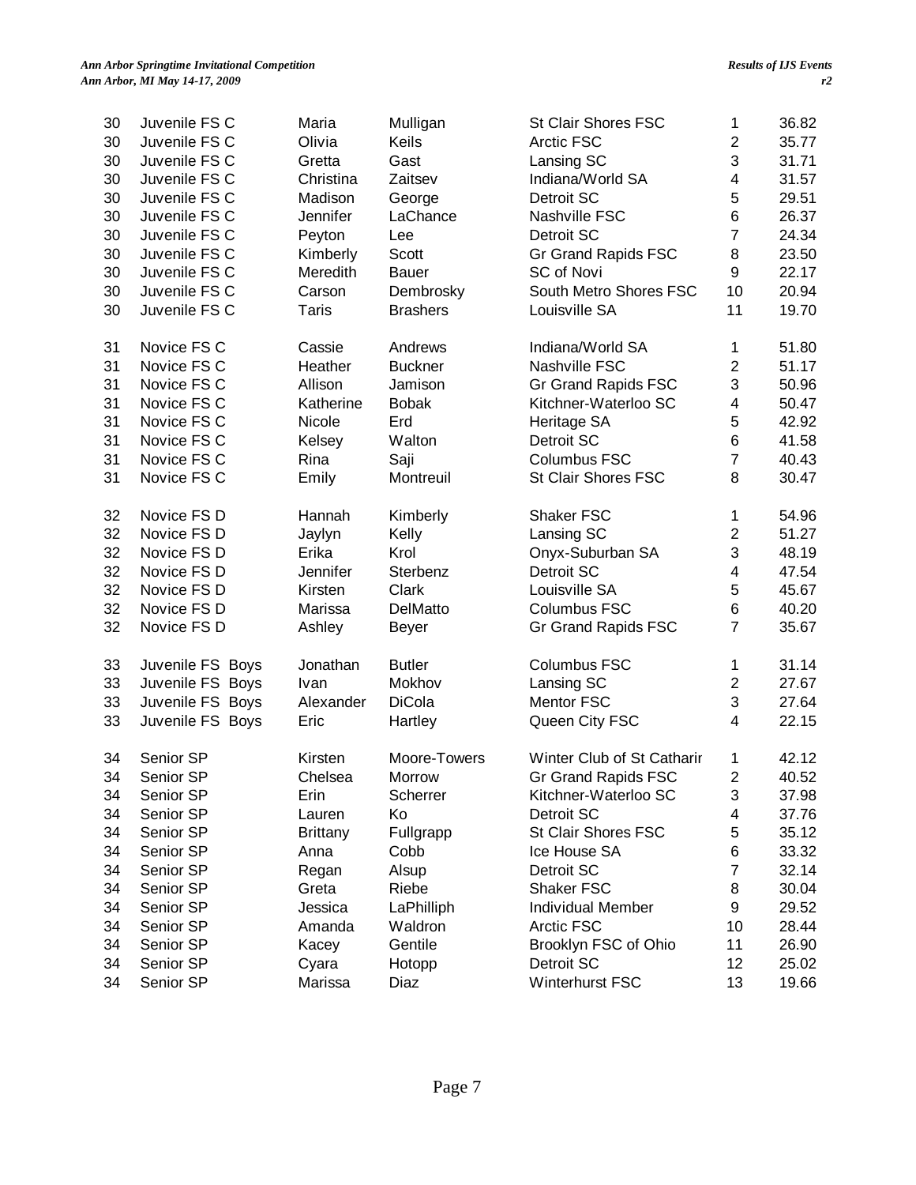| | | | | | | |
|---|---|---|---|---|---|---|
| 30 | Juvenile FS C | Maria | Mulligan | St Clair Shores FSC | 1 | 36.82 |
| 30 | Juvenile FS C | Olivia | Keils | Arctic FSC | 2 | 35.77 |
| 30 | Juvenile FS C | Gretta | Gast | Lansing SC | 3 | 31.71 |
| 30 | Juvenile FS C | Christina | Zaitsev | Indiana/World SA | 4 | 31.57 |
| 30 | Juvenile FS C | Madison | George | Detroit SC | 5 | 29.51 |
| 30 | Juvenile FS C | Jennifer | LaChance | Nashville FSC | 6 | 26.37 |
| 30 | Juvenile FS C | Peyton | Lee | Detroit SC | 7 | 24.34 |
| 30 | Juvenile FS C | Kimberly | Scott | Gr Grand Rapids FSC | 8 | 23.50 |
| 30 | Juvenile FS C | Meredith | Bauer | SC of Novi | 9 | 22.17 |
| 30 | Juvenile FS C | Carson | Dembrosky | South Metro Shores FSC | 10 | 20.94 |
| 30 | Juvenile FS C | Taris | Brashers | Louisville SA | 11 | 19.70 |
| | | | | | | |
| 31 | Novice FS C | Cassie | Andrews | Indiana/World SA | 1 | 51.80 |
| 31 | Novice FS C | Heather | Buckner | Nashville FSC | 2 | 51.17 |
| 31 | Novice FS C | Allison | Jamison | Gr Grand Rapids FSC | 3 | 50.96 |
| 31 | Novice FS C | Katherine | Bobak | Kitchner-Waterloo SC | 4 | 50.47 |
| 31 | Novice FS C | Nicole | Erd | Heritage SA | 5 | 42.92 |
| 31 | Novice FS C | Kelsey | Walton | Detroit SC | 6 | 41.58 |
| 31 | Novice FS C | Rina | Saji | Columbus FSC | 7 | 40.43 |
| 31 | Novice FS C | Emily | Montreuil | St Clair Shores FSC | 8 | 30.47 |
| | | | | | | |
| 32 | Novice FS D | Hannah | Kimberly | Shaker FSC | 1 | 54.96 |
| 32 | Novice FS D | Jaylyn | Kelly | Lansing SC | 2 | 51.27 |
| 32 | Novice FS D | Erika | Krol | Onyx-Suburban SA | 3 | 48.19 |
| 32 | Novice FS D | Jennifer | Sterbenz | Detroit SC | 4 | 47.54 |
| 32 | Novice FS D | Kirsten | Clark | Louisville SA | 5 | 45.67 |
| 32 | Novice FS D | Marissa | DelMatto | Columbus FSC | 6 | 40.20 |
| 32 | Novice FS D | Ashley | Beyer | Gr Grand Rapids FSC | 7 | 35.67 |
| | | | | | | |
| 33 | Juvenile FS Boys | Jonathan | Butler | Columbus FSC | 1 | 31.14 |
| 33 | Juvenile FS Boys | Ivan | Mokhov | Lansing SC | 2 | 27.67 |
| 33 | Juvenile FS Boys | Alexander | DiCola | Mentor FSC | 3 | 27.64 |
| 33 | Juvenile FS Boys | Eric | Hartley | Queen City FSC | 4 | 22.15 |
| | | | | | | |
| 34 | Senior SP | Kirsten | Moore-Towers | Winter Club of St Catharir | 1 | 42.12 |
| 34 | Senior SP | Chelsea | Morrow | Gr Grand Rapids FSC | 2 | 40.52 |
| 34 | Senior SP | Erin | Scherrer | Kitchner-Waterloo SC | 3 | 37.98 |
| 34 | Senior SP | Lauren | Ko | Detroit SC | 4 | 37.76 |
| 34 | Senior SP | Brittany | Fullgrapp | St Clair Shores FSC | 5 | 35.12 |
| 34 | Senior SP | Anna | Cobb | Ice House SA | 6 | 33.32 |
| 34 | Senior SP | Regan | Alsup | Detroit SC | 7 | 32.14 |
| 34 | Senior SP | Greta | Riebe | Shaker FSC | 8 | 30.04 |
| 34 | Senior SP | Jessica | LaPhilliph | Individual Member | 9 | 29.52 |
| 34 | Senior SP | Amanda | Waldron | Arctic FSC | 10 | 28.44 |
| 34 | Senior SP | Kacey | Gentile | Brooklyn FSC of Ohio | 11 | 26.90 |
| 34 | Senior SP | Cyara | Hotopp | Detroit SC | 12 | 25.02 |
| 34 | Senior SP | Marissa | Diaz | Winterhurst FSC | 13 | 19.66 |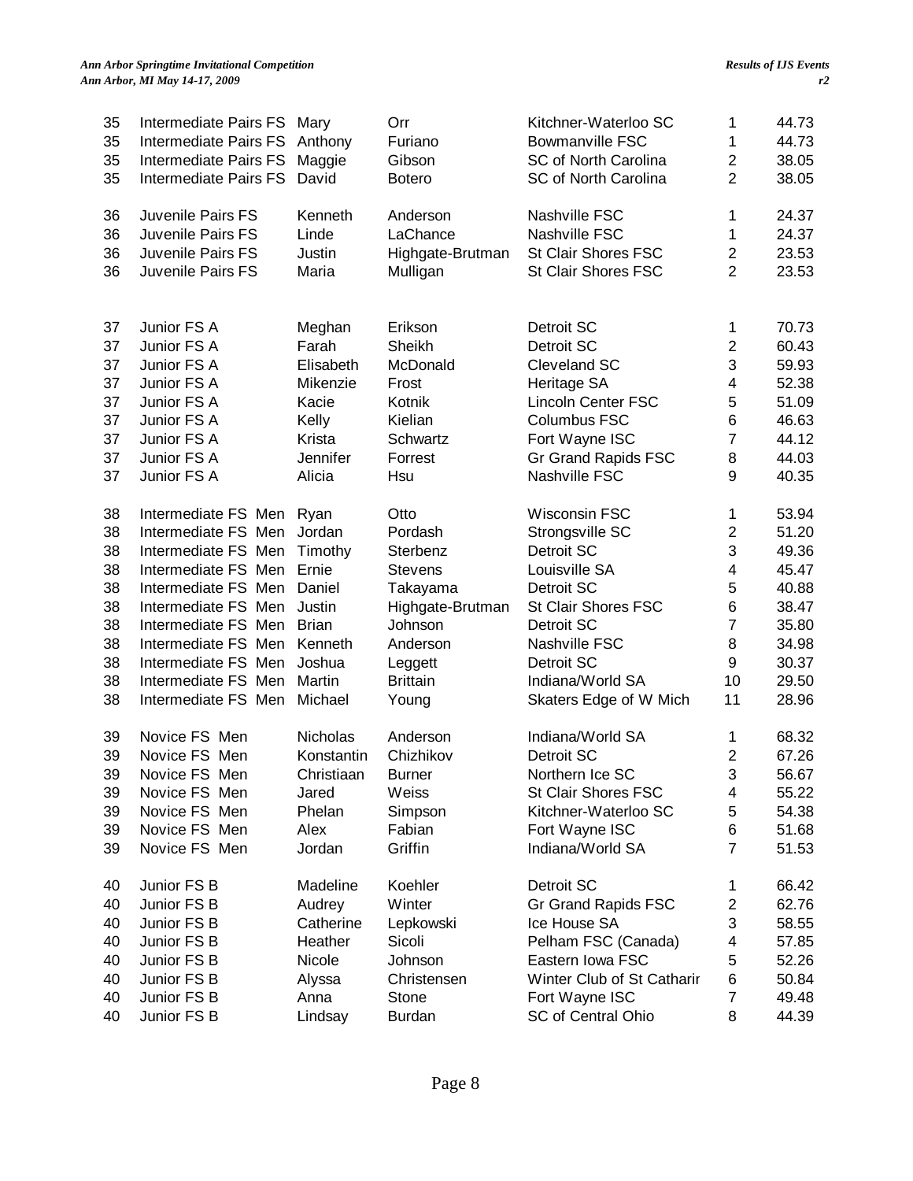| | | | | | | |
|---|---|---|---|---|---|---|
| 35 | Intermediate Pairs FS | Mary | Orr | Kitchner-Waterloo SC | 1 | 44.73 |
| 35 | Intermediate Pairs FS | Anthony | Furiano | Bowmanville FSC | 1 | 44.73 |
| 35 | Intermediate Pairs FS | Maggie | Gibson | SC of North Carolina | 2 | 38.05 |
| 35 | Intermediate Pairs FS | David | Botero | SC of North Carolina | 2 | 38.05 |
| | | | | | | |
| 36 | Juvenile Pairs FS | Kenneth | Anderson | Nashville FSC | 1 | 24.37 |
| 36 | Juvenile Pairs FS | Linde | LaChance | Nashville FSC | 1 | 24.37 |
| 36 | Juvenile Pairs FS | Justin | Highgate-Brutman | St Clair Shores FSC | 2 | 23.53 |
| 36 | Juvenile Pairs FS | Maria | Mulligan | St Clair Shores FSC | 2 | 23.53 |
| | | | | | | |
| 37 | Junior FS A | Meghan | Erikson | Detroit SC | 1 | 70.73 |
| 37 | Junior FS A | Farah | Sheikh | Detroit SC | 2 | 60.43 |
| 37 | Junior FS A | Elisabeth | McDonald | Cleveland SC | 3 | 59.93 |
| 37 | Junior FS A | Mikenzie | Frost | Heritage SA | 4 | 52.38 |
| 37 | Junior FS A | Kacie | Kotnik | Lincoln Center FSC | 5 | 51.09 |
| 37 | Junior FS A | Kelly | Kielian | Columbus FSC | 6 | 46.63 |
| 37 | Junior FS A | Krista | Schwartz | Fort Wayne ISC | 7 | 44.12 |
| 37 | Junior FS A | Jennifer | Forrest | Gr Grand Rapids FSC | 8 | 44.03 |
| 37 | Junior FS A | Alicia | Hsu | Nashville FSC | 9 | 40.35 |
| | | | | | | |
| 38 | Intermediate FS Men | Ryan | Otto | Wisconsin FSC | 1 | 53.94 |
| 38 | Intermediate FS Men | Jordan | Pordash | Strongsville SC | 2 | 51.20 |
| 38 | Intermediate FS Men | Timothy | Sterbenz | Detroit SC | 3 | 49.36 |
| 38 | Intermediate FS Men | Ernie | Stevens | Louisville SA | 4 | 45.47 |
| 38 | Intermediate FS Men | Daniel | Takayama | Detroit SC | 5 | 40.88 |
| 38 | Intermediate FS Men | Justin | Highgate-Brutman | St Clair Shores FSC | 6 | 38.47 |
| 38 | Intermediate FS Men | Brian | Johnson | Detroit SC | 7 | 35.80 |
| 38 | Intermediate FS Men | Kenneth | Anderson | Nashville FSC | 8 | 34.98 |
| 38 | Intermediate FS Men | Joshua | Leggett | Detroit SC | 9 | 30.37 |
| 38 | Intermediate FS Men | Martin | Brittain | Indiana/World SA | 10 | 29.50 |
| 38 | Intermediate FS Men | Michael | Young | Skaters Edge of W Mich | 11 | 28.96 |
| | | | | | | |
| 39 | Novice FS Men | Nicholas | Anderson | Indiana/World SA | 1 | 68.32 |
| 39 | Novice FS Men | Konstantin | Chizhikov | Detroit SC | 2 | 67.26 |
| 39 | Novice FS Men | Christiaan | Burner | Northern Ice SC | 3 | 56.67 |
| 39 | Novice FS Men | Jared | Weiss | St Clair Shores FSC | 4 | 55.22 |
| 39 | Novice FS Men | Phelan | Simpson | Kitchner-Waterloo SC | 5 | 54.38 |
| 39 | Novice FS Men | Alex | Fabian | Fort Wayne ISC | 6 | 51.68 |
| 39 | Novice FS Men | Jordan | Griffin | Indiana/World SA | 7 | 51.53 |
| | | | | | | |
| 40 | Junior FS B | Madeline | Koehler | Detroit SC | 1 | 66.42 |
| 40 | Junior FS B | Audrey | Winter | Gr Grand Rapids FSC | 2 | 62.76 |
| 40 | Junior FS B | Catherine | Lepkowski | Ice House SA | 3 | 58.55 |
| 40 | Junior FS B | Heather | Sicoli | Pelham FSC (Canada) | 4 | 57.85 |
| 40 | Junior FS B | Nicole | Johnson | Eastern Iowa FSC | 5 | 52.26 |
| 40 | Junior FS B | Alyssa | Christensen | Winter Club of St Catharir | 6 | 50.84 |
| 40 | Junior FS B | Anna | Stone | Fort Wayne ISC | 7 | 49.48 |
| 40 | Junior FS B | Lindsay | Burdan | SC of Central Ohio | 8 | 44.39 |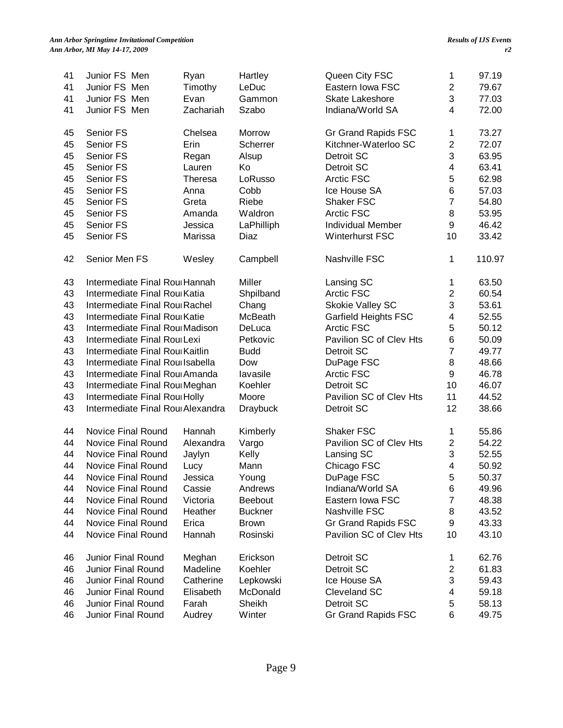| | | | | | | |
|---|---|---|---|---|---|---|
| 41 | Junior FS Men | Ryan | Hartley | Queen City FSC | 1 | 97.19 |
| 41 | Junior FS Men | Timothy | LeDuc | Eastern Iowa FSC | 2 | 79.67 |
| 41 | Junior FS Men | Evan | Gammon | Skate Lakeshore | 3 | 77.03 |
| 41 | Junior FS Men | Zachariah | Szabo | Indiana/World SA | 4 | 72.00 |
| | | | | | | |
| 45 | Senior FS | Chelsea | Morrow | Gr Grand Rapids FSC | 1 | 73.27 |
| 45 | Senior FS | Erin | Scherrer | Kitchner-Waterloo SC | 2 | 72.07 |
| 45 | Senior FS | Regan | Alsup | Detroit SC | 3 | 63.95 |
| 45 | Senior FS | Lauren | Ko | Detroit SC | 4 | 63.41 |
| 45 | Senior FS | Theresa | LoRusso | Arctic FSC | 5 | 62.98 |
| 45 | Senior FS | Anna | Cobb | Ice House SA | 6 | 57.03 |
| 45 | Senior FS | Greta | Riebe | Shaker FSC | 7 | 54.80 |
| 45 | Senior FS | Amanda | Waldron | Arctic FSC | 8 | 53.95 |
| 45 | Senior FS | Jessica | LaPhilliph | Individual Member | 9 | 46.42 |
| 45 | Senior FS | Marissa | Diaz | Winterhurst FSC | 10 | 33.42 |
| | | | | | | |
| 42 | Senior Men FS | Wesley | Campbell | Nashville FSC | 1 | 110.97 |
| | | | | | | |
| 43 | Intermediate Final Rou | Hannah | Miller | Lansing SC | 1 | 63.50 |
| 43 | Intermediate Final Rou | Katia | Shpilband | Arctic FSC | 2 | 60.54 |
| 43 | Intermediate Final Rou | Rachel | Chang | Skokie Valley SC | 3 | 53.61 |
| 43 | Intermediate Final Rou | Katie | McBeath | Garfield Heights FSC | 4 | 52.55 |
| 43 | Intermediate Final Rou | Madison | DeLuca | Arctic FSC | 5 | 50.12 |
| 43 | Intermediate Final Rou | Lexi | Petkovic | Pavilion SC of Clev Hts | 6 | 50.09 |
| 43 | Intermediate Final Rou | Kaitlin | Budd | Detroit SC | 7 | 49.77 |
| 43 | Intermediate Final Rou | Isabella | Dow | DuPage FSC | 8 | 48.66 |
| 43 | Intermediate Final Rou | Amanda | Iavasile | Arctic FSC | 9 | 46.78 |
| 43 | Intermediate Final Rou | Meghan | Koehler | Detroit SC | 10 | 46.07 |
| 43 | Intermediate Final Rou | Holly | Moore | Pavilion SC of Clev Hts | 11 | 44.52 |
| 43 | Intermediate Final Rou | Alexandra | Draybuck | Detroit SC | 12 | 38.66 |
| | | | | | | |
| 44 | Novice Final Round | Hannah | Kimberly | Shaker FSC | 1 | 55.86 |
| 44 | Novice Final Round | Alexandra | Vargo | Pavilion SC of Clev Hts | 2 | 54.22 |
| 44 | Novice Final Round | Jaylyn | Kelly | Lansing SC | 3 | 52.55 |
| 44 | Novice Final Round | Lucy | Mann | Chicago FSC | 4 | 50.92 |
| 44 | Novice Final Round | Jessica | Young | DuPage FSC | 5 | 50.37 |
| 44 | Novice Final Round | Cassie | Andrews | Indiana/World SA | 6 | 49.96 |
| 44 | Novice Final Round | Victoria | Beebout | Eastern Iowa FSC | 7 | 48.38 |
| 44 | Novice Final Round | Heather | Buckner | Nashville FSC | 8 | 43.52 |
| 44 | Novice Final Round | Erica | Brown | Gr Grand Rapids FSC | 9 | 43.33 |
| 44 | Novice Final Round | Hannah | Rosinski | Pavilion SC of Clev Hts | 10 | 43.10 |
| | | | | | | |
| 46 | Junior Final Round | Meghan | Erickson | Detroit SC | 1 | 62.76 |
| 46 | Junior Final Round | Madeline | Koehler | Detroit SC | 2 | 61.83 |
| 46 | Junior Final Round | Catherine | Lepkowski | Ice House SA | 3 | 59.43 |
| 46 | Junior Final Round | Elisabeth | McDonald | Cleveland SC | 4 | 59.18 |
| 46 | Junior Final Round | Farah | Sheikh | Detroit SC | 5 | 58.13 |
| 46 | Junior Final Round | Audrey | Winter | Gr Grand Rapids FSC | 6 | 49.75 |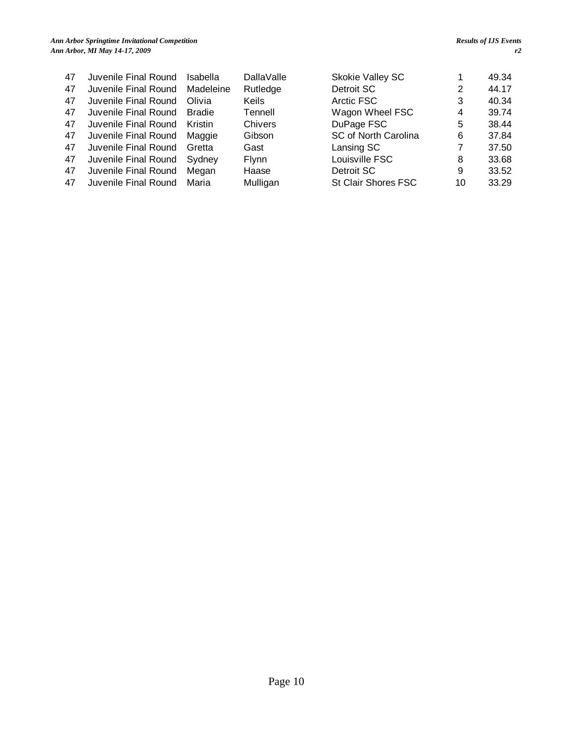| | | | | | | |
|---|---|---|---|---|---|---|
| 47 | Juvenile Final Round | Isabella | DallaValle | Skokie Valley SC | 1 | 49.34 |
| 47 | Juvenile Final Round | Madeleine | Rutledge | Detroit SC | 2 | 44.17 |
| 47 | Juvenile Final Round | Olivia | Keils | Arctic FSC | 3 | 40.34 |
| 47 | Juvenile Final Round | Bradie | Tennell | Wagon Wheel FSC | 4 | 39.74 |
| 47 | Juvenile Final Round | Kristin | Chivers | DuPage FSC | 5 | 38.44 |
| 47 | Juvenile Final Round | Maggie | Gibson | SC of North Carolina | 6 | 37.84 |
| 47 | Juvenile Final Round | Gretta | Gast | Lansing SC | 7 | 37.50 |
| 47 | Juvenile Final Round | Sydney | Flynn | Louisville FSC | 8 | 33.68 |
| 47 | Juvenile Final Round | Megan | Haase | Detroit SC | 9 | 33.52 |
| 47 | Juvenile Final Round | Maria | Mulligan | St Clair Shores FSC | 10 | 33.29 |